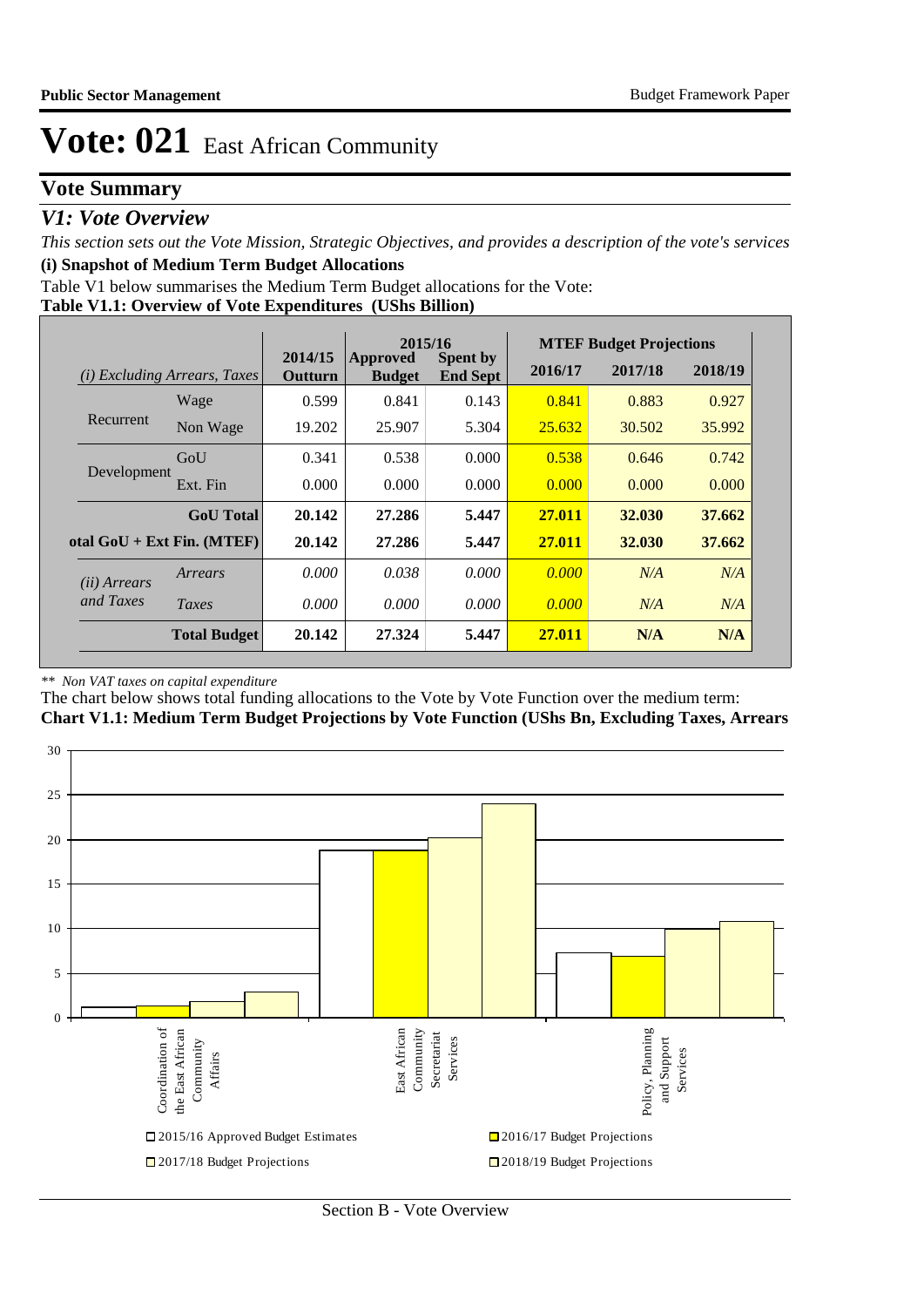# Vote: 021 East African Community

## Vote Summary

### *V1: Vote Overview*

*This section sets out the Vote Mission, Strategic Objectives, and provides a description of the vote's services*

**(i) Snapshot of Medium Term Budget Allocations**

Table V1 below summarises the Medium Term Budget allocations for the Vote:

**Table V1.1: Overview of Vote Expenditures (UShs Billion)**

| *(i) Excluding Arrears, Taxes* | | 2014/15 Outturn | 2015/16 Approved Budget | 2015/16 Spent by End Sept | MTEF Budget Projections 2016/17 | 2017/18 | 2018/19 |
|---|---|---|---|---|---|---|---|
| Recurrent | Wage | 0.599 | 0.841 | 0.143 | 0.841 | 0.883 | 0.927 |
| | Non Wage | 19.202 | 25.907 | 5.304 | 25.632 | 30.502 | 35.992 |
| Development | GoU | 0.341 | 0.538 | 0.000 | 0.538 | 0.646 | 0.742 |
| | Ext. Fin | 0.000 | 0.000 | 0.000 | 0.000 | 0.000 | 0.000 |
| | **GoU Total** | **20.142** | **27.286** | **5.447** | **27.011** | **32.030** | **37.662** |
| **otal GoU + Ext Fin. (MTEF)** | | **20.142** | **27.286** | **5.447** | **27.011** | **32.030** | **37.662** |
| *(ii) Arrears and Taxes* | *Arrears* | *0.000* | *0.038* | *0.000* | *0.000* | *N/A* | *N/A* |
| | *Taxes* | *0.000* | *0.000* | *0.000* | *0.000* | *N/A* | *N/A* |
| | **Total Budget** | **20.142** | **27.324** | **5.447** | **27.011** | **N/A** | **N/A** |

*\*\* Non VAT taxes on capital expenditure*

The chart below shows total funding allocations to the Vote by Vote Function over the medium term:

**Chart V1.1: Medium Term Budget Projections by Vote Function (UShs Bn, Excluding Taxes, Arrears**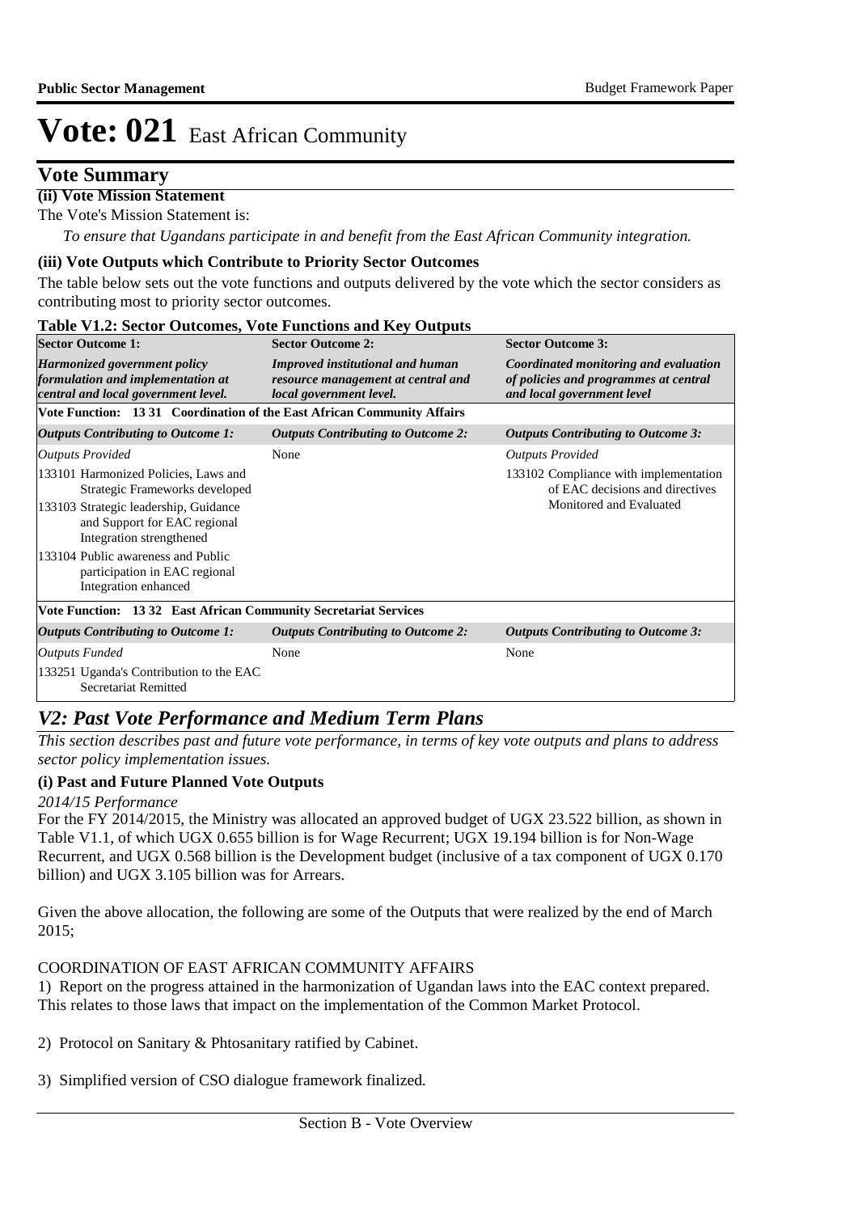# Vote: 021 East African Community

## Vote Summary

**(ii) Vote Mission Statement**

The Vote's Mission Statement is:

*To ensure that Ugandans participate in and benefit from the East African Community integration.*

**(iii) Vote Outputs which Contribute to Priority Sector Outcomes**

The table below sets out the vote functions and outputs delivered by the vote which the sector considers as contributing most to priority sector outcomes.

**Table V1.2: Sector Outcomes, Vote Functions and Key Outputs**

| Sector Outcome 1: | Sector Outcome 2: | Sector Outcome 3: |
|---|---|---|
| *Harmonized government policy formulation and implementation at central and local government level.* | *Improved institutional and human resource management at central and local government level.* | *Coordinated monitoring and evaluation of policies and programmes at central and local government level* |
| **Vote Function: 13 31 Coordination of the East African Community Affairs** | | |
| ***Outputs Contributing to Outcome 1:*** | ***Outputs Contributing to Outcome 2:*** | ***Outputs Contributing to Outcome 3:*** |
| *Outputs Provided*<br>133101 Harmonized Policies, Laws and Strategic Frameworks developed<br>133103 Strategic leadership, Guidance and Support for EAC regional Integration strengthened<br>133104 Public awareness and Public participation in EAC regional Integration enhanced | None | *Outputs Provided*<br>133102 Compliance with implementation of EAC decisions and directives Monitored and Evaluated |
| **Vote Function: 13 32 East African Community Secretariat Services** | | |
| ***Outputs Contributing to Outcome 1:*** | ***Outputs Contributing to Outcome 2:*** | ***Outputs Contributing to Outcome 3:*** |
| *Outputs Funded*<br>133251 Uganda's Contribution to the EAC Secretariat Remitted | None | None |

## *V2: Past Vote Performance and Medium Term Plans*

*This section describes past and future vote performance, in terms of key vote outputs and plans to address sector policy implementation issues.*

**(i) Past and Future Planned Vote Outputs**

*2014/15 Performance*

For the FY 2014/2015, the Ministry was allocated an approved budget of UGX 23.522 billion, as shown in Table V1.1, of which UGX 0.655 billion is for Wage Recurrent; UGX 19.194 billion is for Non-Wage Recurrent, and UGX 0.568 billion is the Development budget (inclusive of a tax component of UGX 0.170 billion) and UGX 3.105 billion was for Arrears.

Given the above allocation, the following are some of the Outputs that were realized by the end of March 2015;

COORDINATION OF EAST AFRICAN COMMUNITY AFFAIRS

1) Report on the progress attained in the harmonization of Ugandan laws into the EAC context prepared. This relates to those laws that impact on the implementation of the Common Market Protocol.

2) Protocol on Sanitary & Phtosanitary ratified by Cabinet.

3) Simplified version of CSO dialogue framework finalized.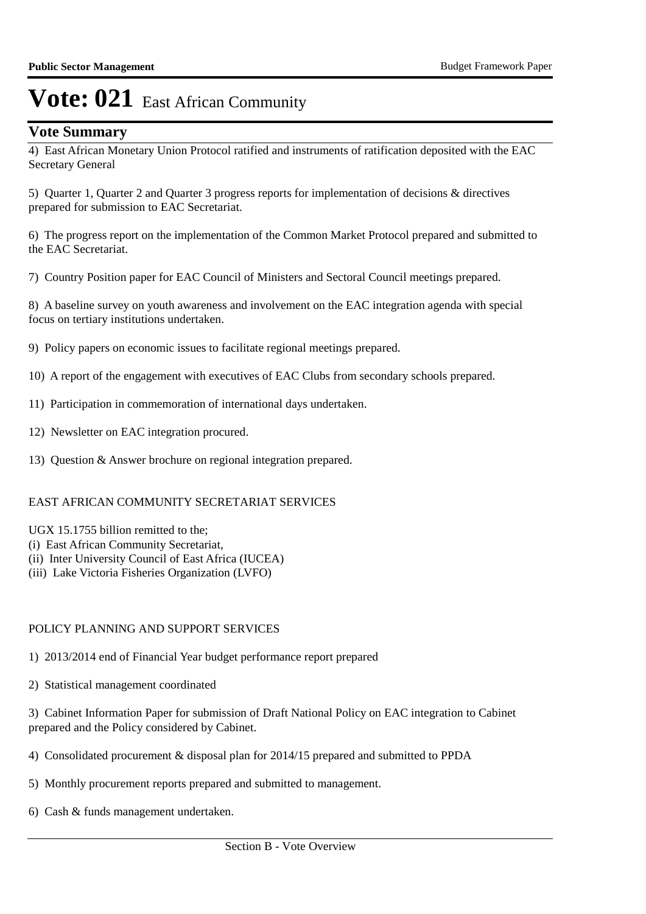# Vote: 021 East African Community

## Vote Summary

4) East African Monetary Union Protocol ratified and instruments of ratification deposited with the EAC Secretary General

5) Quarter 1, Quarter 2 and Quarter 3 progress reports for implementation of decisions & directives prepared for submission to EAC Secretariat.

6) The progress report on the implementation of the Common Market Protocol prepared and submitted to the EAC Secretariat.

7) Country Position paper for EAC Council of Ministers and Sectoral Council meetings prepared.

8) A baseline survey on youth awareness and involvement on the EAC integration agenda with special focus on tertiary institutions undertaken.

9) Policy papers on economic issues to facilitate regional meetings prepared.

10) A report of the engagement with executives of EAC Clubs from secondary schools prepared.

11) Participation in commemoration of international days undertaken.

12) Newsletter on EAC integration procured.

13) Question & Answer brochure on regional integration prepared.

EAST AFRICAN COMMUNITY SECRETARIAT SERVICES

UGX 15.1755 billion remitted to the;
(i) East African Community Secretariat,
(ii) Inter University Council of East Africa (IUCEA)
(iii) Lake Victoria Fisheries Organization (LVFO)

POLICY PLANNING AND SUPPORT SERVICES

1) 2013/2014 end of Financial Year budget performance report prepared

2) Statistical management coordinated

3) Cabinet Information Paper for submission of Draft National Policy on EAC integration to Cabinet prepared and the Policy considered by Cabinet.

4) Consolidated procurement & disposal plan for 2014/15 prepared and submitted to PPDA

5) Monthly procurement reports prepared and submitted to management.

6) Cash & funds management undertaken.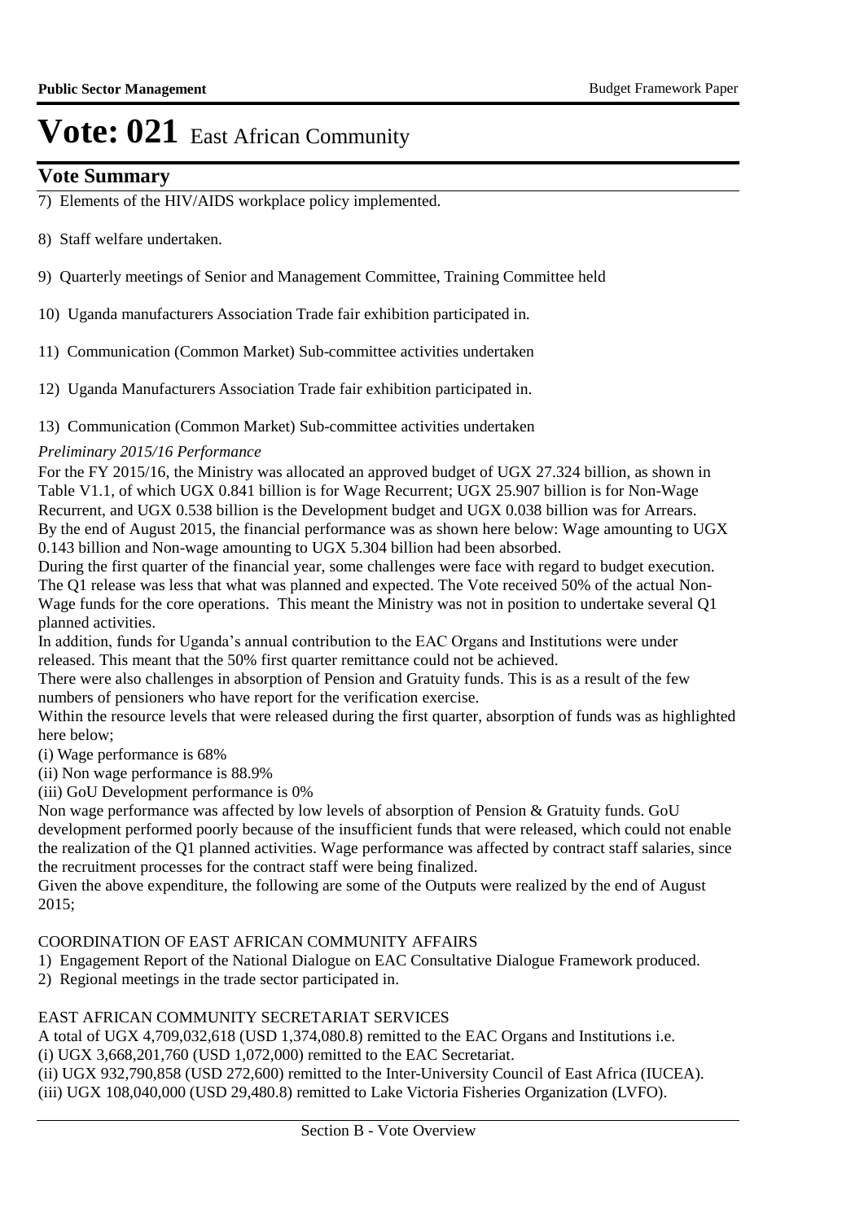# Vote: 021 East African Community

## Vote Summary

7) Elements of the HIV/AIDS workplace policy implemented.

8) Staff welfare undertaken.

9) Quarterly meetings of Senior and Management Committee, Training Committee held

10) Uganda manufacturers Association Trade fair exhibition participated in.

11) Communication (Common Market) Sub-committee activities undertaken

12) Uganda Manufacturers Association Trade fair exhibition participated in.

13) Communication (Common Market) Sub-committee activities undertaken

*Preliminary 2015/16 Performance*

For the FY 2015/16, the Ministry was allocated an approved budget of UGX 27.324 billion, as shown in Table V1.1, of which UGX 0.841 billion is for Wage Recurrent; UGX 25.907 billion is for Non-Wage Recurrent, and UGX 0.538 billion is the Development budget and UGX 0.038 billion was for Arrears.
By the end of August 2015, the financial performance was as shown here below: Wage amounting to UGX 0.143 billion and Non-wage amounting to UGX 5.304 billion had been absorbed.
During the first quarter of the financial year, some challenges were face with regard to budget execution. The Q1 release was less that what was planned and expected. The Vote received 50% of the actual Non-Wage funds for the core operations. This meant the Ministry was not in position to undertake several Q1 planned activities.
In addition, funds for Uganda's annual contribution to the EAC Organs and Institutions were under released. This meant that the 50% first quarter remittance could not be achieved.
There were also challenges in absorption of Pension and Gratuity funds. This is as a result of the few numbers of pensioners who have report for the verification exercise.
Within the resource levels that were released during the first quarter, absorption of funds was as highlighted here below;
(i) Wage performance is 68%
(ii) Non wage performance is 88.9%
(iii) GoU Development performance is 0%
Non wage performance was affected by low levels of absorption of Pension & Gratuity funds. GoU development performed poorly because of the insufficient funds that were released, which could not enable the realization of the Q1 planned activities. Wage performance was affected by contract staff salaries, since the recruitment processes for the contract staff were being finalized.
Given the above expenditure, the following are some of the Outputs were realized by the end of August 2015;

COORDINATION OF EAST AFRICAN COMMUNITY AFFAIRS
1) Engagement Report of the National Dialogue on EAC Consultative Dialogue Framework produced.
2) Regional meetings in the trade sector participated in.

EAST AFRICAN COMMUNITY SECRETARIAT SERVICES
A total of UGX 4,709,032,618 (USD 1,374,080.8) remitted to the EAC Organs and Institutions i.e.
(i) UGX 3,668,201,760 (USD 1,072,000) remitted to the EAC Secretariat.
(ii) UGX 932,790,858 (USD 272,600) remitted to the Inter-University Council of East Africa (IUCEA).
(iii) UGX 108,040,000 (USD 29,480.8) remitted to Lake Victoria Fisheries Organization (LVFO).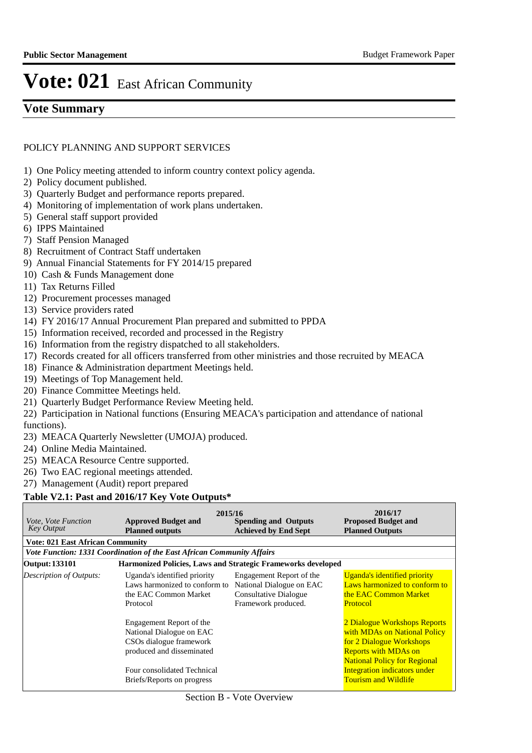# Vote: 021 East African Community

## Vote Summary

POLICY PLANNING AND SUPPORT SERVICES

1) One Policy meeting attended to inform country context policy agenda.
2) Policy document published.
3) Quarterly Budget and performance reports prepared.
4) Monitoring of implementation of work plans undertaken.
5) General staff support provided
6) IPPS Maintained
7) Staff Pension Managed
8) Recruitment of Contract Staff undertaken
9) Annual Financial Statements for FY 2014/15 prepared
10) Cash & Funds Management done
11) Tax Returns Filled
12) Procurement processes managed
13) Service providers rated
14) FY 2016/17 Annual Procurement Plan prepared and submitted to PPDA
15) Information received, recorded and processed in the Registry
16) Information from the registry dispatched to all stakeholders.
17) Records created for all officers transferred from other ministries and those recruited by MEACA
18) Finance & Administration department Meetings held.
19) Meetings of Top Management held.
20) Finance Committee Meetings held.
21) Quarterly Budget Performance Review Meeting held.
22) Participation in National functions (Ensuring MEACA's participation and attendance of national functions).
23) MEACA Quarterly Newsletter (UMOJA) produced.
24) Online Media Maintained.
25) MEACA Resource Centre supported.
26) Two EAC regional meetings attended.
27) Management (Audit) report prepared

**Table V2.1: Past and 2016/17 Key Vote Outputs\***

| *Vote, Vote Function Key Output* | 2015/16 **Approved Budget and Planned outputs** | **Spending and Outputs Achieved by End Sept** | 2016/17 **Proposed Budget and Planned Outputs** |
|---|---|---|---|
| **Vote: 021 East African Community** | | | |
| ***Vote Function: 1331 Coordination of the East African Community Affairs*** | | | |
| **Output: 133101** | **Harmonized Policies, Laws and Strategic Frameworks developed** | | |
| *Description of Outputs:* | Uganda's identified priority Laws harmonized to conform to the EAC Common Market Protocol<br><br>Engagement Report of the National Dialogue on EAC CSOs dialogue framework produced and disseminated<br><br>Four consolidated Technical Briefs/Reports on progress | Engagement Report of the National Dialogue on EAC Consultative Dialogue Framework produced. | Uganda's identified priority Laws harmonized to conform to the EAC Common Market Protocol<br><br>2 Dialogue Workshops Reports with MDAs on National Policy for 2 Dialogue Workshops Reports with MDAs on National Policy for Regional Integration indicators under Tourism and Wildlife |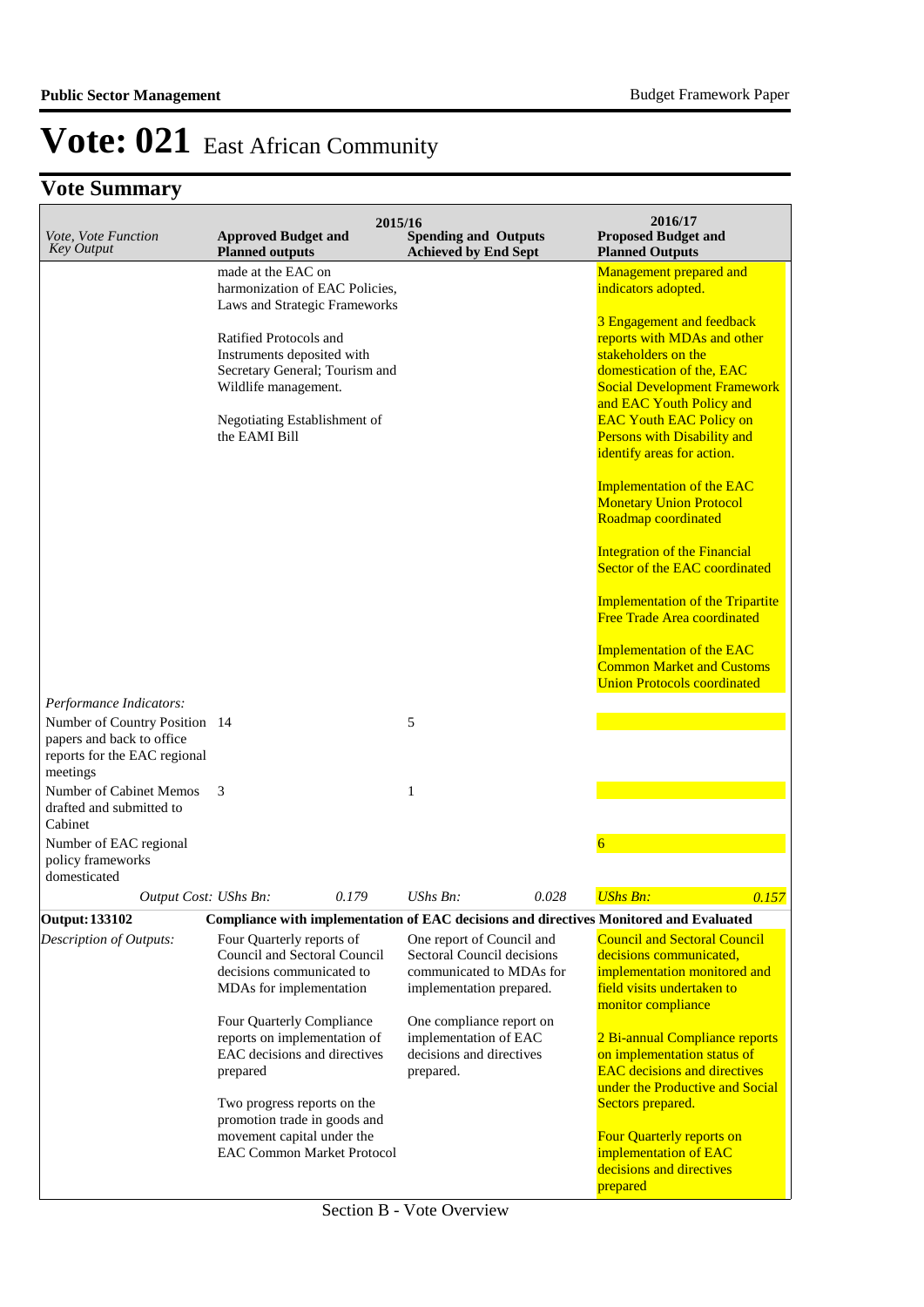# Vote: 021 East African Community

## Vote Summary

| *Vote, Vote Function Key Output* | **2015/16 Approved Budget and Planned outputs** | | **2015/16 Spending and Outputs Achieved by End Sept** | | **2016/17 Proposed Budget and Planned Outputs** | |
|---|---|---|---|---|---|---|
| | made at the EAC on harmonization of EAC Policies, Laws and Strategic Frameworks<br><br>Ratified Protocols and Instruments deposited with Secretary General; Tourism and Wildlife management.<br><br>Negotiating Establishment of the EAMI Bill | | | | Management prepared and indicators adopted.<br><br>3 Engagement and feedback reports with MDAs and other stakeholders on the domestication of the, EAC Social Development Framework and EAC Youth Policy and EAC Youth EAC Policy on Persons with Disability and identify areas for action.<br><br>Implementation of the EAC Monetary Union Protocol Roadmap coordinated<br><br>Integration of the Financial Sector of the EAC coordinated<br><br>Implementation of the Tripartite Free Trade Area coordinated<br><br>Implementation of the EAC Common Market and Customs Union Protocols coordinated | |
| *Performance Indicators:* | | | | | | |
| Number of Country Position papers and back to office reports for the EAC regional meetings | 14 | | 5 | | | |
| Number of Cabinet Memos drafted and submitted to Cabinet | 3 | | 1 | | | |
| Number of EAC regional policy frameworks domesticated | | | | | 6 | |
| *Output Cost: UShs Bn:* | | *0.179* | *UShs Bn:* | *0.028* | *UShs Bn:* | *0.157* |
| **Output: 133102** | **Compliance with implementation of EAC decisions and directives Monitored and Evaluated** | | | | | |
| *Description of Outputs:* | Four Quarterly reports of Council and Sectoral Council decisions communicated to MDAs for implementation<br><br>Four Quarterly Compliance reports on implementation of EAC decisions and directives prepared<br><br>Two progress reports on the promotion trade in goods and movement capital under the EAC Common Market Protocol | | One report of Council and Sectoral Council decisions communicated to MDAs for implementation prepared.<br><br>One compliance report on implementation of EAC decisions and directives prepared. | | Council and Sectoral Council decisions communicated, implementation monitored and field visits undertaken to monitor compliance<br><br>2 Bi-annual Compliance reports on implementation status of EAC decisions and directives under the Productive and Social Sectors prepared.<br><br>Four Quarterly reports on implementation of EAC decisions and directives prepared | |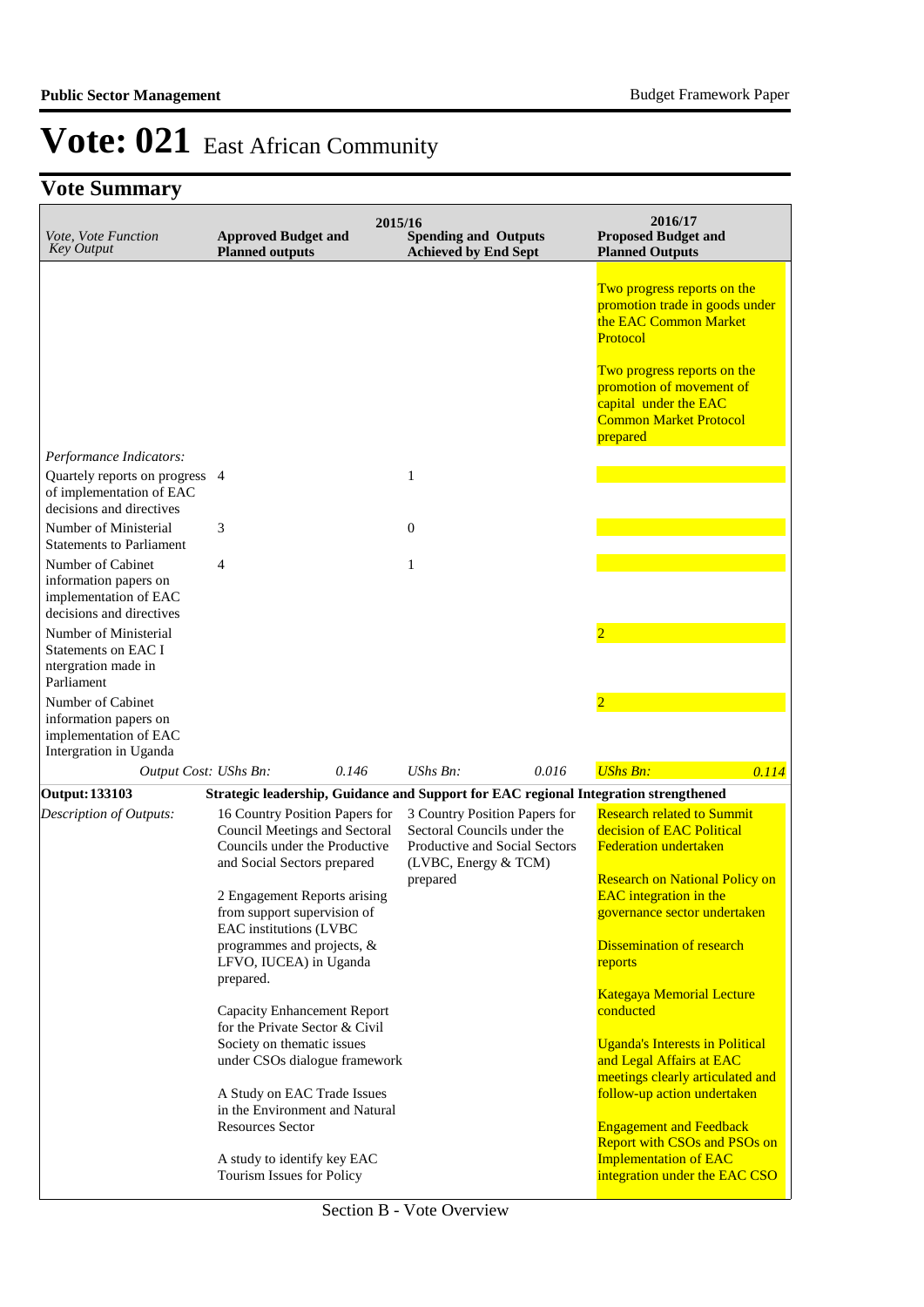# Vote: 021 East African Community

## Vote Summary

| *Vote, Vote Function Key Output* | 2015/16 **Approved Budget and Planned outputs** | | 2015/16 **Spending and Outputs Achieved by End Sept** | | 2016/17 **Proposed Budget and Planned Outputs** | |
|---|---|---|---|---|---|---|
| | | | | | Two progress reports on the promotion trade in goods under the EAC Common Market Protocol<br><br>Two progress reports on the promotion of movement of capital under the EAC Common Market Protocol prepared | |
| *Performance Indicators:* | | | | | | |
| Quartely reports on progress of implementation of EAC decisions and directives | 4 | | 1 | | | |
| Number of Ministerial Statements to Parliament | 3 | | 0 | | | |
| Number of Cabinet information papers on implementation of EAC decisions and directives | 4 | | 1 | | | |
| Number of Ministerial Statements on EAC I ntergration made in Parliament | | | | | 2 | |
| Number of Cabinet information papers on implementation of EAC Intergration in Uganda | | | | | 2 | |
| *Output Cost:* | *UShs Bn:* | *0.146* | *UShs Bn:* | *0.016* | *UShs Bn:* | *0.114* |
| **Output: 133103** | **Strategic leadership, Guidance and Support for EAC regional Integration strengthened** | | | | | |
| *Description of Outputs:* | 16 Country Position Papers for Council Meetings and Sectoral Councils under the Productive and Social Sectors prepared<br><br>2 Engagement Reports arising from support supervision of EAC institutions (LVBC programmes and projects, & LFVO, IUCEA) in Uganda prepared.<br><br>Capacity Enhancement Report for the Private Sector & Civil Society on thematic issues under CSOs dialogue framework<br><br>A Study on EAC Trade Issues in the Environment and Natural Resources Sector<br><br>A study to identify key EAC Tourism Issues for Policy | | 3 Country Position Papers for Sectoral Councils under the Productive and Social Sectors (LVBC, Energy & TCM) prepared | | Research related to Summit decision of EAC Political Federation undertaken<br><br>Research on National Policy on EAC integration in the governance sector undertaken<br><br>Dissemination of research reports<br><br>Kategaya Memorial Lecture conducted<br><br>Uganda's Interests in Political and Legal Affairs at EAC meetings clearly articulated and follow-up action undertaken<br><br>Engagement and Feedback Report with CSOs and PSOs on Implementation of EAC integration under the EAC CSO | |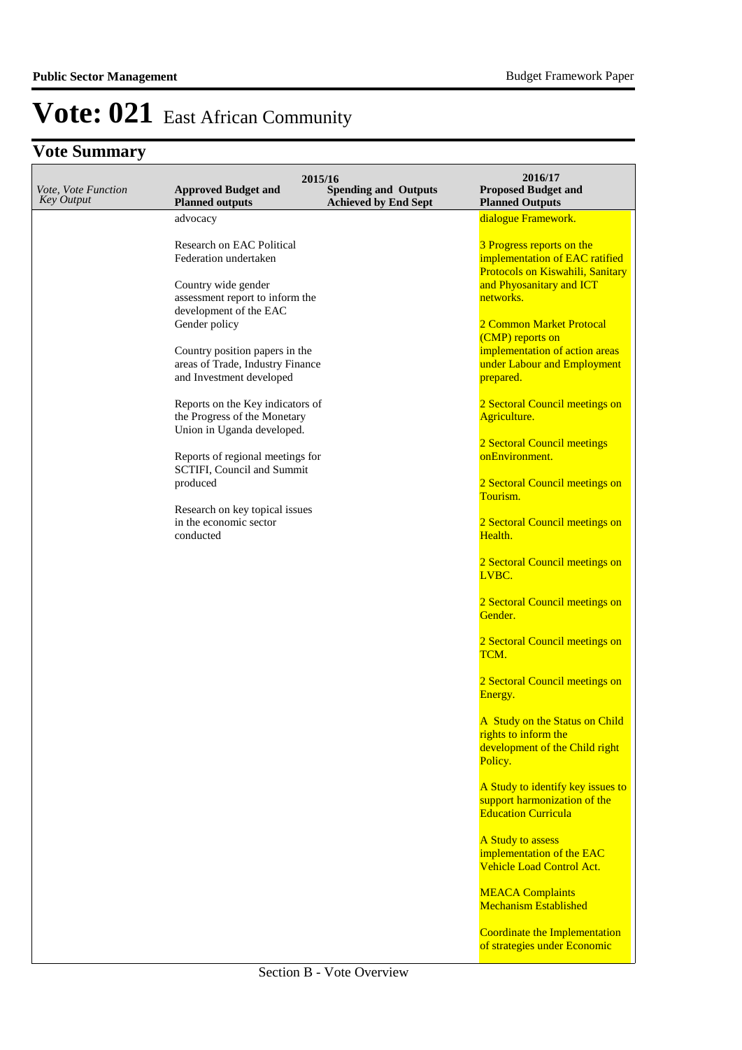# Vote: 021 East African Community

## Vote Summary

| *Vote, Vote Function Key Output* | 2015/16 Approved Budget and Planned outputs | 2015/16 Spending and Outputs Achieved by End Sept | 2016/17 Proposed Budget and Planned Outputs |
|---|---|---|---|
| | advocacy<br><br>Research on EAC Political Federation undertaken<br><br>Country wide gender assessment report to inform the development of the EAC Gender policy<br><br>Country position papers in the areas of Trade, Industry Finance and Investment developed<br><br>Reports on the Key indicators of the Progress of the Monetary Union in Uganda developed.<br><br>Reports of regional meetings for SCTIFI, Council and Summit produced<br><br>Research on key topical issues in the economic sector conducted | | dialogue Framework.<br><br>3 Progress reports on the implementation of EAC ratified Protocols on Kiswahili, Sanitary and Phyosanitary and ICT networks.<br><br>2 Common Market Protocal (CMP) reports on implementation of action areas under Labour and Employment prepared.<br><br>2 Sectoral Council meetings on Agriculture.<br><br>2 Sectoral Council meetings onEnvironment.<br><br>2 Sectoral Council meetings on Tourism.<br><br>2 Sectoral Council meetings on Health.<br><br>2 Sectoral Council meetings on LVBC.<br><br>2 Sectoral Council meetings on Gender.<br><br>2 Sectoral Council meetings on TCM.<br><br>2 Sectoral Council meetings on Energy.<br><br>A Study on the Status on Child rights to inform the development of the Child right Policy.<br><br>A Study to identify key issues to support harmonization of the Education Curricula<br><br>A Study to assess implementation of the EAC Vehicle Load Control Act.<br><br>MEACA Complaints Mechanism Established<br><br>Coordinate the Implementation of strategies under Economic |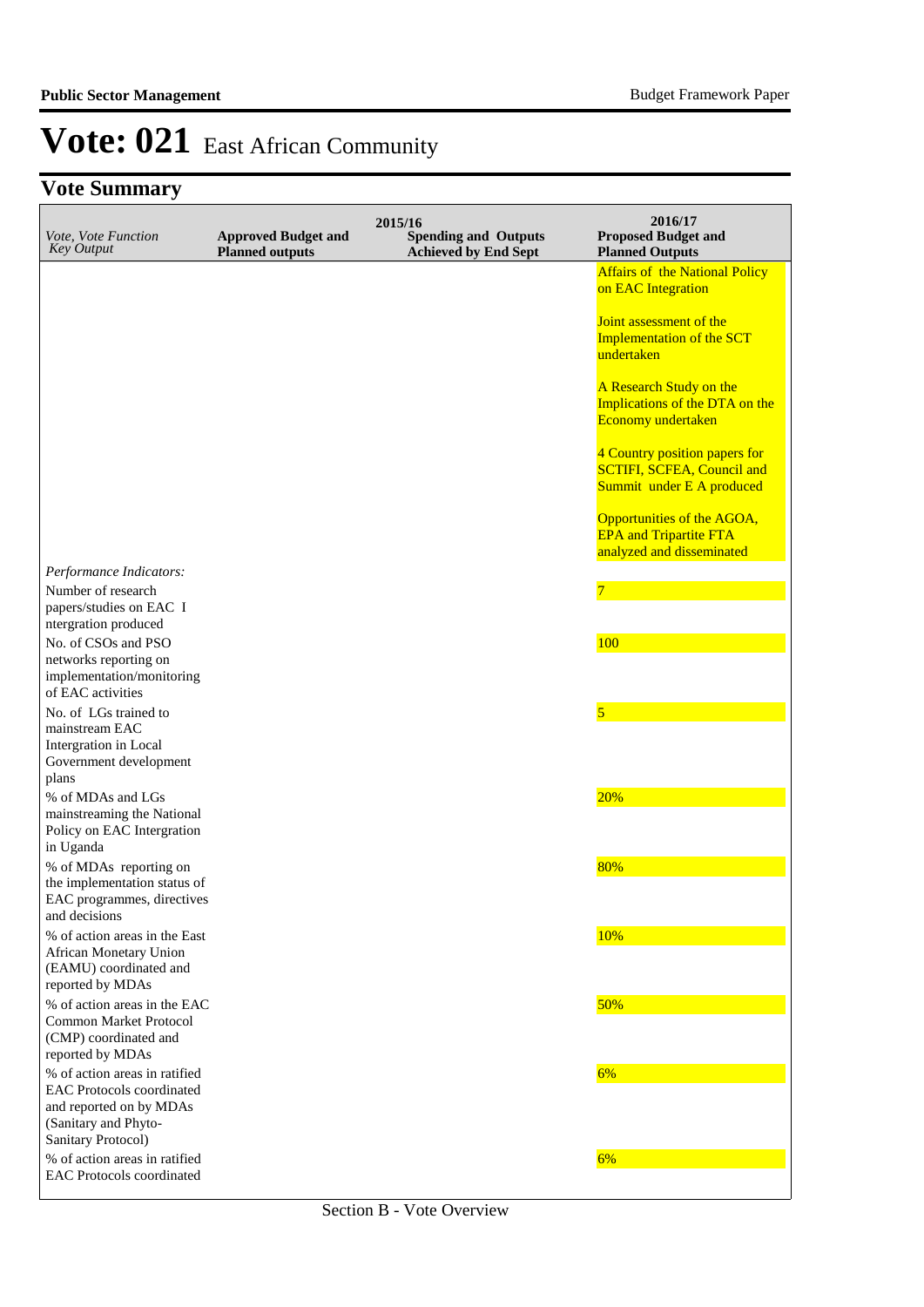# Vote: 021 East African Community

## Vote Summary

| *Vote, Vote Function Key Output* | 2015/16 **Approved Budget and Planned outputs** | **Spending and Outputs Achieved by End Sept** | 2016/17 **Proposed Budget and Planned Outputs** |
|---|---|---|---|
| | | | Affairs of the National Policy on EAC Integration<br><br>Joint assessment of the Implementation of the SCT undertaken<br><br>A Research Study on the Implications of the DTA on the Economy undertaken<br><br>4 Country position papers for SCTIFI, SCFEA, Council and Summit under E A produced<br><br>Opportunities of the AGOA, EPA and Tripartite FTA analyzed and disseminated |
| *Performance Indicators:* | | | |
| Number of research papers/studies on EAC I ntergration produced | | | 7 |
| No. of CSOs and PSO networks reporting on implementation/monitoring of EAC activities | | | 100 |
| No. of LGs trained to mainstream EAC Intergration in Local Government development plans | | | 5 |
| % of MDAs and LGs mainstreaming the National Policy on EAC Intergration in Uganda | | | 20% |
| % of MDAs reporting on the implementation status of EAC programmes, directives and decisions | | | 80% |
| % of action areas in the East African Monetary Union (EAMU) coordinated and reported by MDAs | | | 10% |
| % of action areas in the EAC Common Market Protocol (CMP) coordinated and reported by MDAs | | | 50% |
| % of action areas in ratified EAC Protocols coordinated and reported on by MDAs (Sanitary and Phyto-Sanitary Protocol) | | | 6% |
| % of action areas in ratified EAC Protocols coordinated | | | 6% |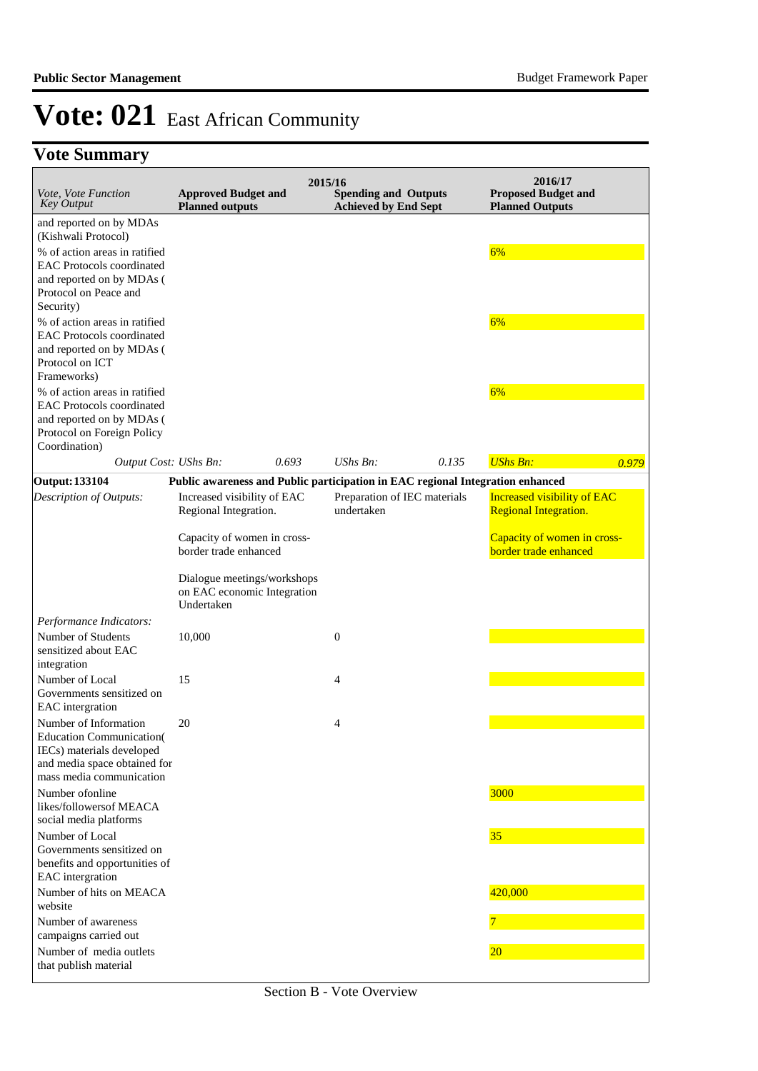# Vote: 021 East African Community

## Vote Summary

| Vote, Vote Function Key Output | 2015/16 Approved Budget and Planned outputs | 2015/16 Spending and Outputs Achieved by End Sept | 2016/17 Proposed Budget and Planned Outputs |
|---|---|---|---|
| and reported on by MDAs (Kishwali Protocol) | | | |
| % of action areas in ratified EAC Protocols coordinated and reported on by MDAs ( Protocol on Peace and Security) | | | 6% |
| % of action areas in ratified EAC Protocols coordinated and reported on by MDAs ( Protocol on ICT Frameworks) | | | 6% |
| % of action areas in ratified EAC Protocols coordinated and reported on by MDAs ( Protocol on Foreign Policy Coordination) | | | 6% |
| *Output Cost: UShs Bn:* | *0.693* | *UShs Bn: 0.135* | *UShs Bn: 0.979* |
| **Output: 133104** | **Public awareness and Public participation in EAC regional Integration enhanced** | | |
| *Description of Outputs:* | Increased visibility of EAC Regional Integration.<br><br>Capacity of women in cross-border trade enhanced<br><br>Dialogue meetings/workshops on EAC economic Integration Undertaken | Preparation of IEC materials undertaken | Increased visibility of EAC Regional Integration.<br><br>Capacity of women in cross-border trade enhanced |
| *Performance Indicators:* | | | |
| Number of Students sensitized about EAC integration | 10,000 | 0 | |
| Number of Local Governments sensitized on EAC intergration | 15 | 4 | |
| Number of Information Education Communication( IECs) materials developed and media space obtained for mass media communication | 20 | 4 | |
| Number ofonline likes/followersof MEACA social media platforms | | | 3000 |
| Number of Local Governments sensitized on benefits and opportunities of EAC intergration | | | 35 |
| Number of hits on MEACA website | | | 420,000 |
| Number of awareness campaigns carried out | | | 7 |
| Number of media outlets that publish material | | | 20 |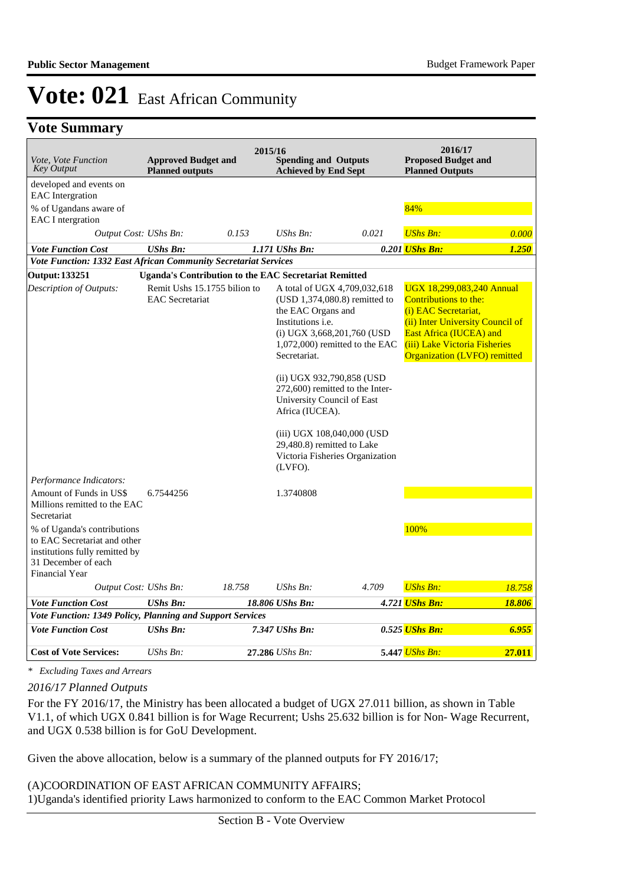# Vote: 021 East African Community

## Vote Summary

| *Vote, Vote Function Key Output* | **2015/16** **Approved Budget and Planned outputs** | | **Spending and Outputs Achieved by End Sept** | | **2016/17 Proposed Budget and Planned Outputs** | |
|---|---|---|---|---|---|---|
| developed and events on EAC Intergration | | | | | | |
| % of Ugandans aware of EAC I ntergration | | | | | 84% | |
| *Output Cost: UShs Bn:* | | *0.153* | *UShs Bn:* | *0.021* | *UShs Bn:* | *0.000* |
| ***Vote Function Cost*** | ***UShs Bn:*** | ***1.171*** | ***UShs Bn:*** | ***0.201*** | ***UShs Bn:*** | ***1.250*** |
| ***Vote Function: 1332 East African Community Secretariat Services*** | | | | | | |
| **Output: 133251** | **Uganda's Contribution to the EAC Secretariat Remitted** | | | | | |
| *Description of Outputs:* | Remit Ushs 15.1755 bilion to EAC Secretariat | | A total of UGX 4,709,032,618 (USD 1,374,080.8) remitted to the EAC Organs and Institutions i.e.<br>(i) UGX 3,668,201,760 (USD 1,072,000) remitted to the EAC Secretariat.<br><br>(ii) UGX 932,790,858 (USD 272,600) remitted to the Inter-University Council of East Africa (IUCEA).<br><br>(iii) UGX 108,040,000 (USD 29,480.8) remitted to Lake Victoria Fisheries Organization (LVFO). | | UGX 18,299,083,240 Annual Contributions to the:<br>(i) EAC Secretariat,<br>(ii) Inter University Council of East Africa (IUCEA) and<br>(iii) Lake Victoria Fisheries Organization (LVFO) remitted | |
| *Performance Indicators:* | | | | | | |
| Amount of Funds in US$ Millions remitted to the EAC Secretariat | 6.7544256 | | 1.3740808 | | | |
| % of Uganda's contributions to EAC Secretariat and other institutions fully remitted by 31 December of each Financial Year | | | | | 100% | |
| *Output Cost: UShs Bn:* | | *18.758* | *UShs Bn:* | *4.709* | *UShs Bn:* | *18.758* |
| ***Vote Function Cost*** | ***UShs Bn:*** | ***18.806*** | ***UShs Bn:*** | ***4.721*** | ***UShs Bn:*** | ***18.806*** |
| ***Vote Function: 1349 Policy, Planning and Support Services*** | | | | | | |
| ***Vote Function Cost*** | ***UShs Bn:*** | ***7.347*** | ***UShs Bn:*** | ***0.525*** | ***UShs Bn:*** | ***6.955*** |
| **Cost of Vote Services:** | *UShs Bn:* | **27.286** | *UShs Bn:* | **5.447** | *UShs Bn:* | **27.011** |

*\* Excluding Taxes and Arrears*

*2016/17 Planned Outputs*

For the FY 2016/17, the Ministry has been allocated a budget of UGX 27.011 billion, as shown in Table V1.1, of which UGX 0.841 billion is for Wage Recurrent; Ushs 25.632 billion is for Non- Wage Recurrent, and UGX 0.538 billion is for GoU Development.

Given the above allocation, below is a summary of the planned outputs for FY 2016/17;

(A)COORDINATION OF EAST AFRICAN COMMUNITY AFFAIRS;
1)Uganda's identified priority Laws harmonized to conform to the EAC Common Market Protocol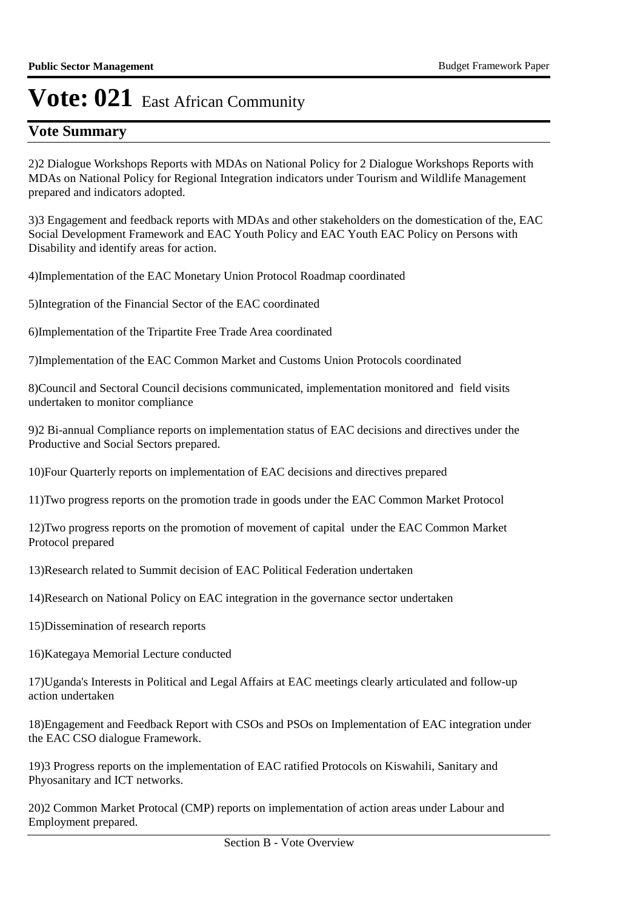# Vote: 021 East African Community

## Vote Summary

2)2 Dialogue Workshops Reports with MDAs on National Policy for 2 Dialogue Workshops Reports with MDAs on National Policy for Regional Integration indicators under Tourism and Wildlife Management prepared and indicators adopted.

3)3 Engagement and feedback reports with MDAs and other stakeholders on the domestication of the, EAC Social Development Framework and EAC Youth Policy and EAC Youth EAC Policy on Persons with Disability and identify areas for action.

4)Implementation of the EAC Monetary Union Protocol Roadmap coordinated

5)Integration of the Financial Sector of the EAC coordinated

6)Implementation of the Tripartite Free Trade Area coordinated

7)Implementation of the EAC Common Market and Customs Union Protocols coordinated

8)Council and Sectoral Council decisions communicated, implementation monitored and field visits undertaken to monitor compliance

9)2 Bi-annual Compliance reports on implementation status of EAC decisions and directives under the Productive and Social Sectors prepared.

10)Four Quarterly reports on implementation of EAC decisions and directives prepared

11)Two progress reports on the promotion trade in goods under the EAC Common Market Protocol

12)Two progress reports on the promotion of movement of capital under the EAC Common Market Protocol prepared

13)Research related to Summit decision of EAC Political Federation undertaken

14)Research on National Policy on EAC integration in the governance sector undertaken

15)Dissemination of research reports

16)Kategaya Memorial Lecture conducted

17)Uganda's Interests in Political and Legal Affairs at EAC meetings clearly articulated and follow-up action undertaken

18)Engagement and Feedback Report with CSOs and PSOs on Implementation of EAC integration under the EAC CSO dialogue Framework.

19)3 Progress reports on the implementation of EAC ratified Protocols on Kiswahili, Sanitary and Phyosanitary and ICT networks.

20)2 Common Market Protocal (CMP) reports on implementation of action areas under Labour and Employment prepared.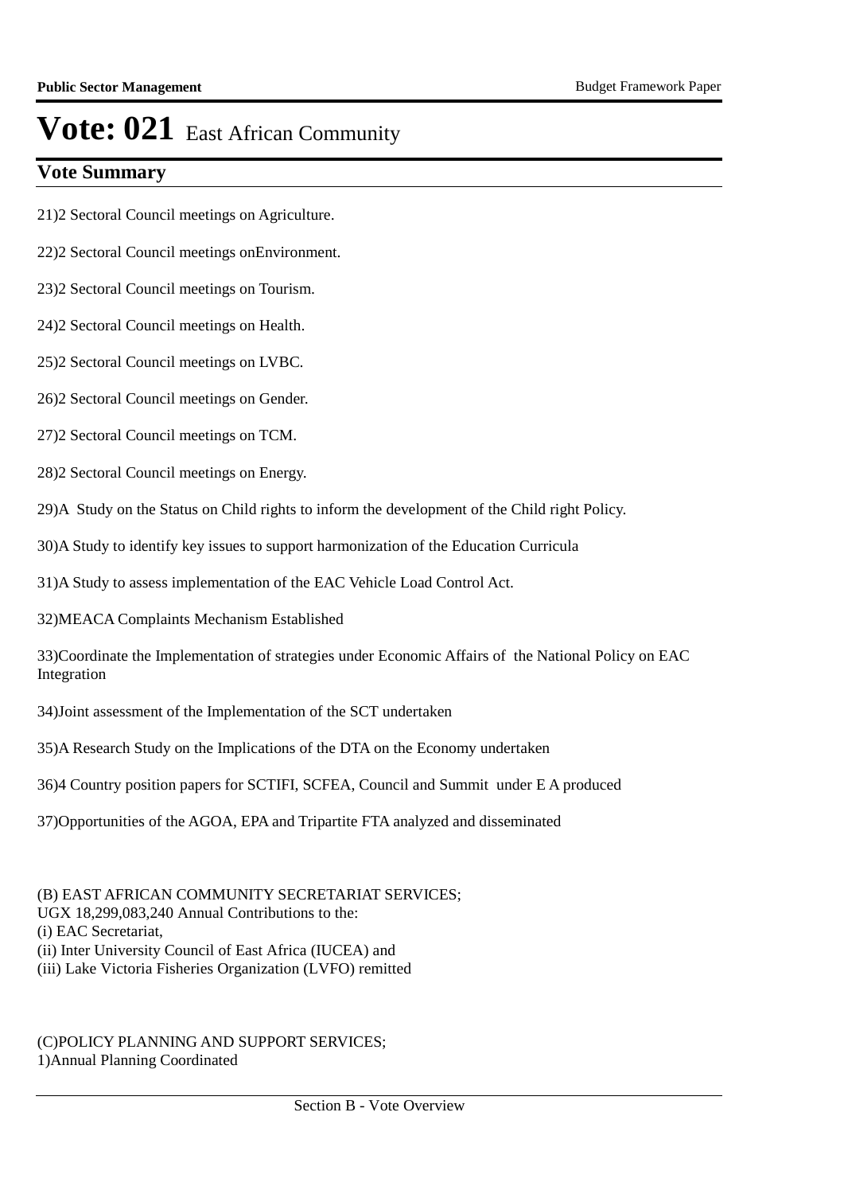# Vote: 021 East African Community

## Vote Summary

21)2 Sectoral Council meetings on Agriculture.

22)2 Sectoral Council meetings onEnvironment.

23)2 Sectoral Council meetings on Tourism.

24)2 Sectoral Council meetings on Health.

25)2 Sectoral Council meetings on LVBC.

26)2 Sectoral Council meetings on Gender.

27)2 Sectoral Council meetings on TCM.

28)2 Sectoral Council meetings on Energy.

29)A  Study on the Status on Child rights to inform the development of the Child right Policy.

30)A Study to identify key issues to support harmonization of the Education Curricula

31)A Study to assess implementation of the EAC Vehicle Load Control Act.

32)MEACA Complaints Mechanism Established

33)Coordinate the Implementation of strategies under Economic Affairs of  the National Policy on EAC Integration

34)Joint assessment of the Implementation of the SCT undertaken

35)A Research Study on the Implications of the DTA on the Economy undertaken

36)4 Country position papers for SCTIFI, SCFEA, Council and Summit  under E A produced

37)Opportunities of the AGOA, EPA and Tripartite FTA analyzed and disseminated

(B) EAST AFRICAN COMMUNITY SECRETARIAT SERVICES;
UGX 18,299,083,240 Annual Contributions to the:
(i) EAC Secretariat,
(ii) Inter University Council of East Africa (IUCEA) and
(iii) Lake Victoria Fisheries Organization (LVFO) remitted

(C)POLICY PLANNING AND SUPPORT SERVICES;
1)Annual Planning Coordinated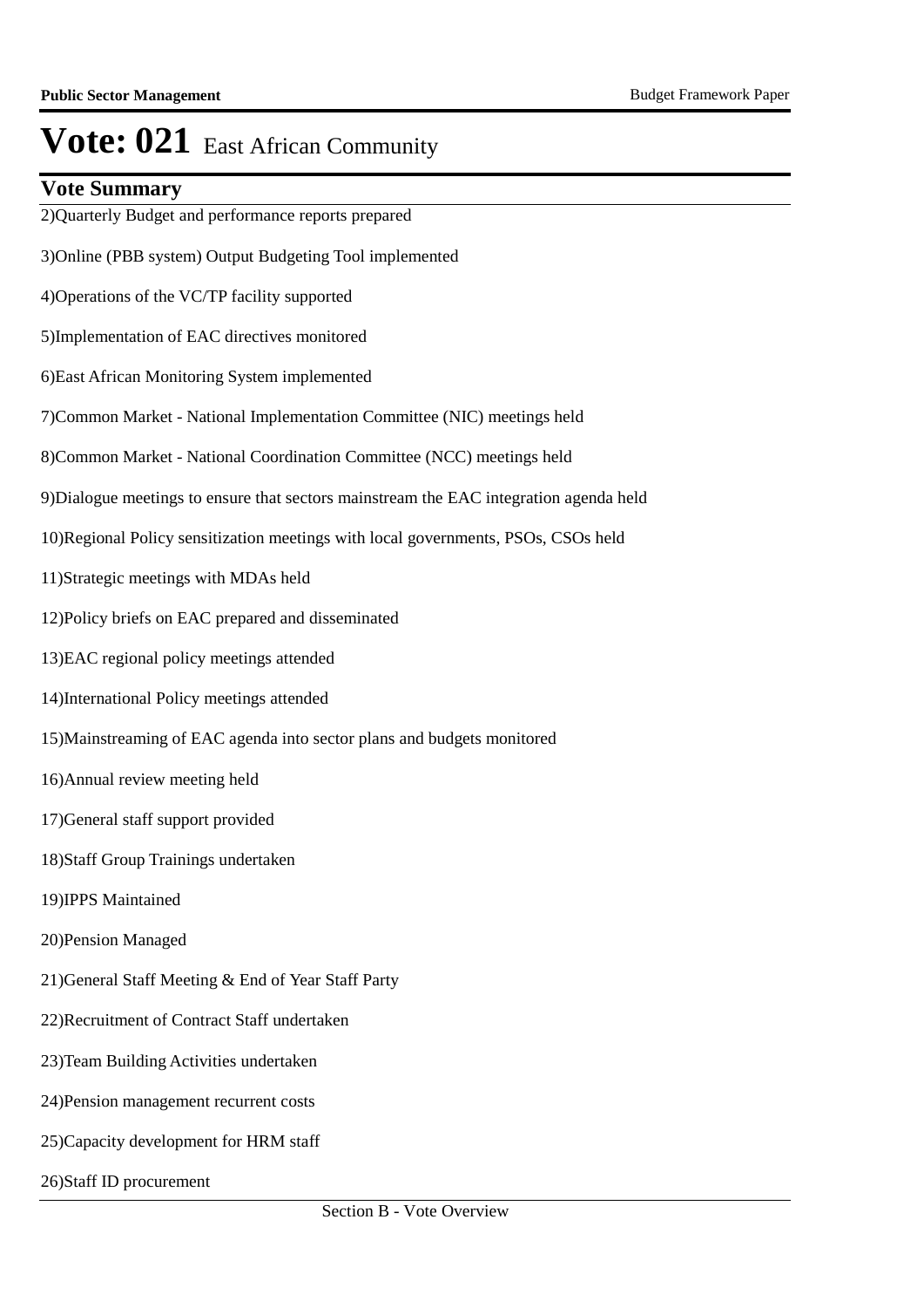# Vote: 021 East African Community

## Vote Summary

2)Quarterly Budget and performance reports prepared

3)Online (PBB system) Output Budgeting Tool implemented

4)Operations of the VC/TP facility supported

5)Implementation of EAC directives monitored

6)East African Monitoring System implemented

7)Common Market - National Implementation Committee (NIC) meetings held

8)Common Market - National Coordination Committee (NCC) meetings held

9)Dialogue meetings to ensure that sectors mainstream the EAC integration agenda held

10)Regional Policy sensitization meetings with local governments, PSOs, CSOs held

11)Strategic meetings with MDAs held

12)Policy briefs on EAC prepared and disseminated

13)EAC regional policy meetings attended

14)International Policy meetings attended

15)Mainstreaming of EAC agenda into sector plans and budgets monitored

16)Annual review meeting held

17)General staff support provided

18)Staff Group Trainings undertaken

19)IPPS Maintained

20)Pension Managed

21)General Staff Meeting & End of Year Staff Party

22)Recruitment of Contract Staff undertaken

23)Team Building Activities undertaken

24)Pension management recurrent costs

25)Capacity development for HRM staff

26)Staff ID procurement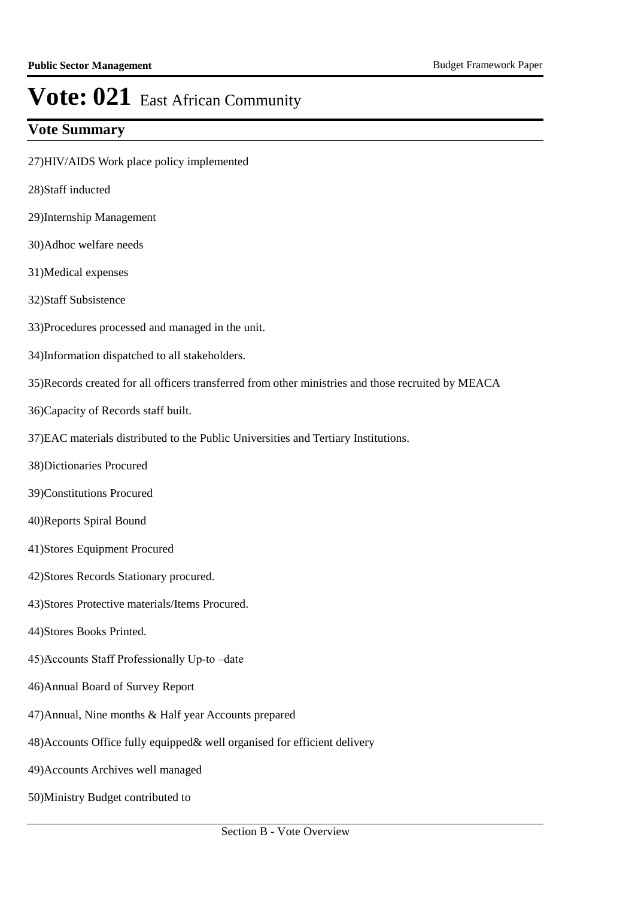# Vote: 021 East African Community

## Vote Summary

27)HIV/AIDS Work place policy implemented

28)Staff inducted

29)Internship Management

30)Adhoc welfare needs

31)Medical expenses

32)Staff Subsistence

33)Procedures processed and managed in the unit.

34)Information dispatched to all stakeholders.

35)Records created for all officers transferred from other ministries and those recruited by MEACA

36)Capacity of Records staff built.

37)EAC materials distributed to the Public Universities and Tertiary Institutions.

38)Dictionaries Procured

39)Constitutions Procured

40)Reports Spiral Bound

41)Stores Equipment Procured

42)Stores Records Stationary procured.

43)Stores Protective materials/Items Procured.

44)Stores Books Printed.

45)Accounts Staff Professionally Up-to –date

46)Annual Board of Survey Report

47)Annual, Nine months & Half year Accounts prepared

48)Accounts Office fully equipped& well organised for efficient delivery

49)Accounts Archives well managed

50)Ministry Budget contributed to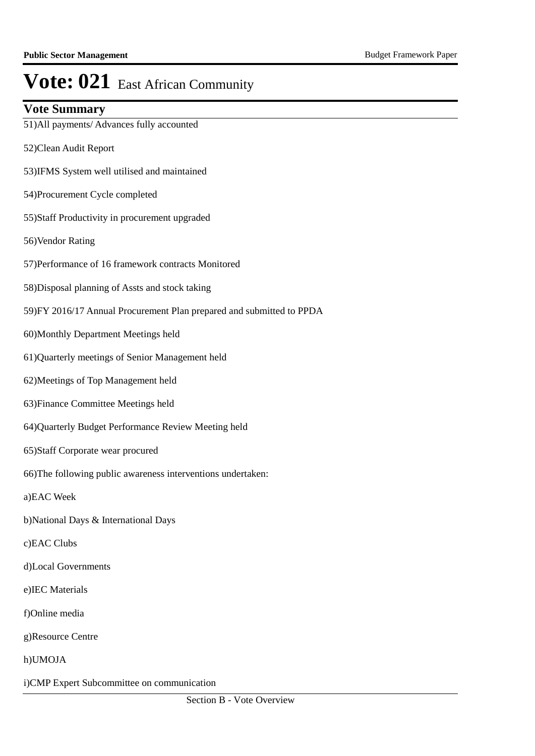# Vote: 021 East African Community

## Vote Summary

51)All payments/ Advances fully accounted

52)Clean Audit Report

53)IFMS System well utilised and maintained

54)Procurement Cycle completed

55)Staff Productivity in procurement upgraded

56)Vendor Rating

57)Performance of 16 framework contracts Monitored

58)Disposal planning of Assts and stock taking

59)FY 2016/17 Annual Procurement Plan prepared and submitted to PPDA

60)Monthly Department Meetings held

61)Quarterly meetings of Senior Management held

62)Meetings of Top Management held

63)Finance Committee Meetings held

64)Quarterly Budget Performance Review Meeting held

65)Staff Corporate wear procured

66)The following public awareness interventions undertaken:

a)EAC Week

b)National Days & International Days

c)EAC Clubs

d)Local Governments

e)IEC Materials

f)Online media

g)Resource Centre

h)UMOJA

i)CMP Expert Subcommittee on communication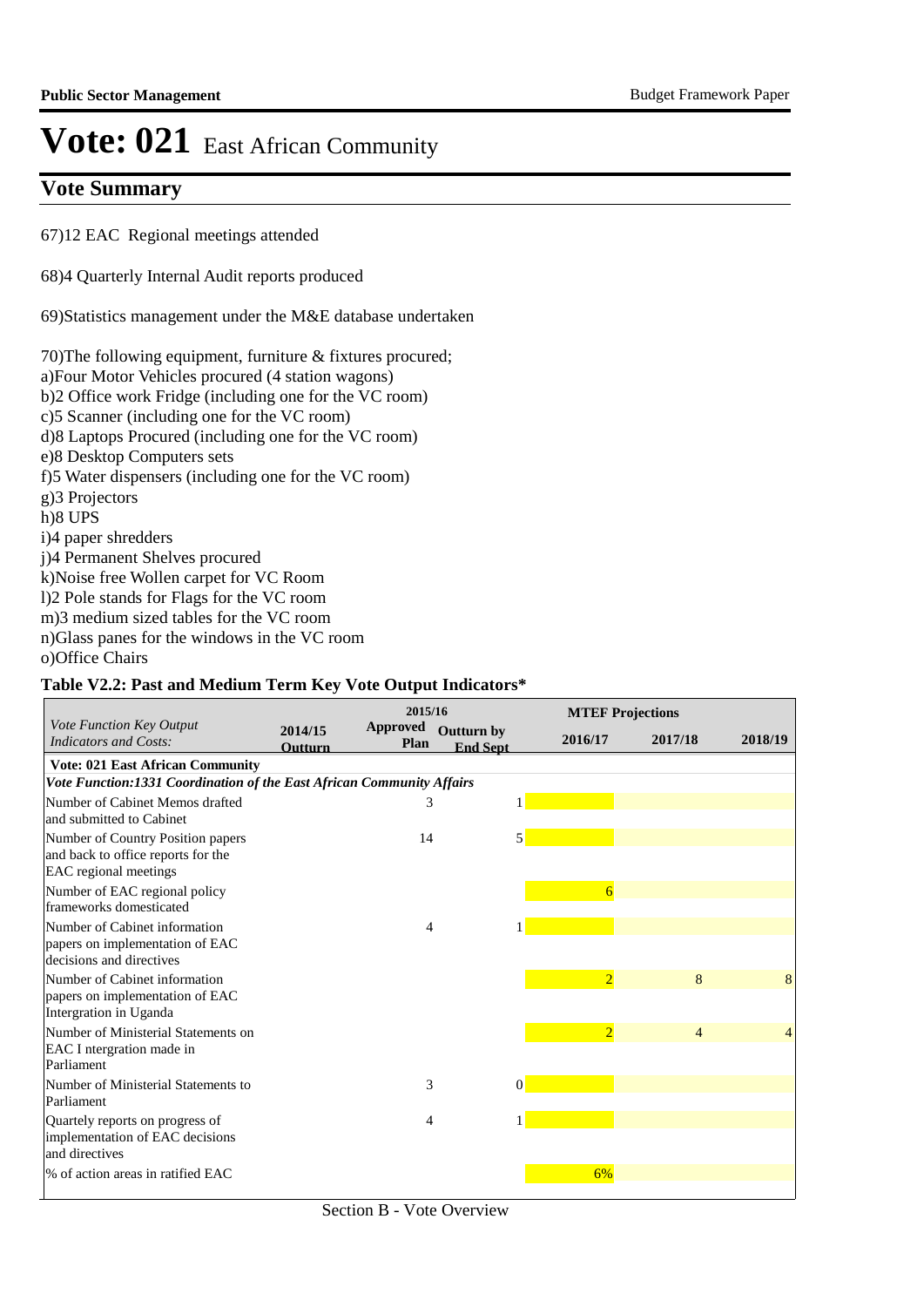# Vote: 021 East African Community

## Vote Summary

67)12 EAC Regional meetings attended

68)4 Quarterly Internal Audit reports produced

69)Statistics management under the M&E database undertaken

70)The following equipment, furniture & fixtures procured;
a)Four Motor Vehicles procured (4 station wagons)
b)2 Office work Fridge (including one for the VC room)
c)5 Scanner (including one for the VC room)
d)8 Laptops Procured (including one for the VC room)
e)8 Desktop Computers sets
f)5 Water dispensers (including one for the VC room)
g)3 Projectors
h)8 UPS
i)4 paper shredders
j)4 Permanent Shelves procured
k)Noise free Wollen carpet for VC Room
l)2 Pole stands for Flags for the VC room
m)3 medium sized tables for the VC room
n)Glass panes for the windows in the VC room
o)Office Chairs

**Table V2.2: Past and Medium Term Key Vote Output Indicators***

| *Vote Function Key Output Indicators and Costs:* | 2014/15 Outturn | 2015/16 Approved Plan | 2015/16 Outturn by End Sept | MTEF Projections 2016/17 | 2017/18 | 2018/19 |
|---|---|---|---|---|---|---|
| **Vote: 021 East African Community** | | | | | | |
| ***Vote Function:1331 Coordination of the East African Community Affairs*** | | | | | | |
| Number of Cabinet Memos drafted and submitted to Cabinet | | 3 | 1 | | | |
| Number of Country Position papers and back to office reports for the EAC regional meetings | | 14 | 5 | | | |
| Number of EAC regional policy frameworks domesticated | | | | 6 | | |
| Number of Cabinet information papers on implementation of EAC decisions and directives | | 4 | 1 | | | |
| Number of Cabinet information papers on implementation of EAC Intergration in Uganda | | | | 2 | 8 | 8 |
| Number of Ministerial Statements on EAC I ntergration made in Parliament | | | | 2 | 4 | 4 |
| Number of Ministerial Statements to Parliament | | 3 | 0 | | | |
| Quartely reports on progress of implementation of EAC decisions and directives | | 4 | 1 | | | |
| % of action areas in ratified EAC | | | | 6% | | |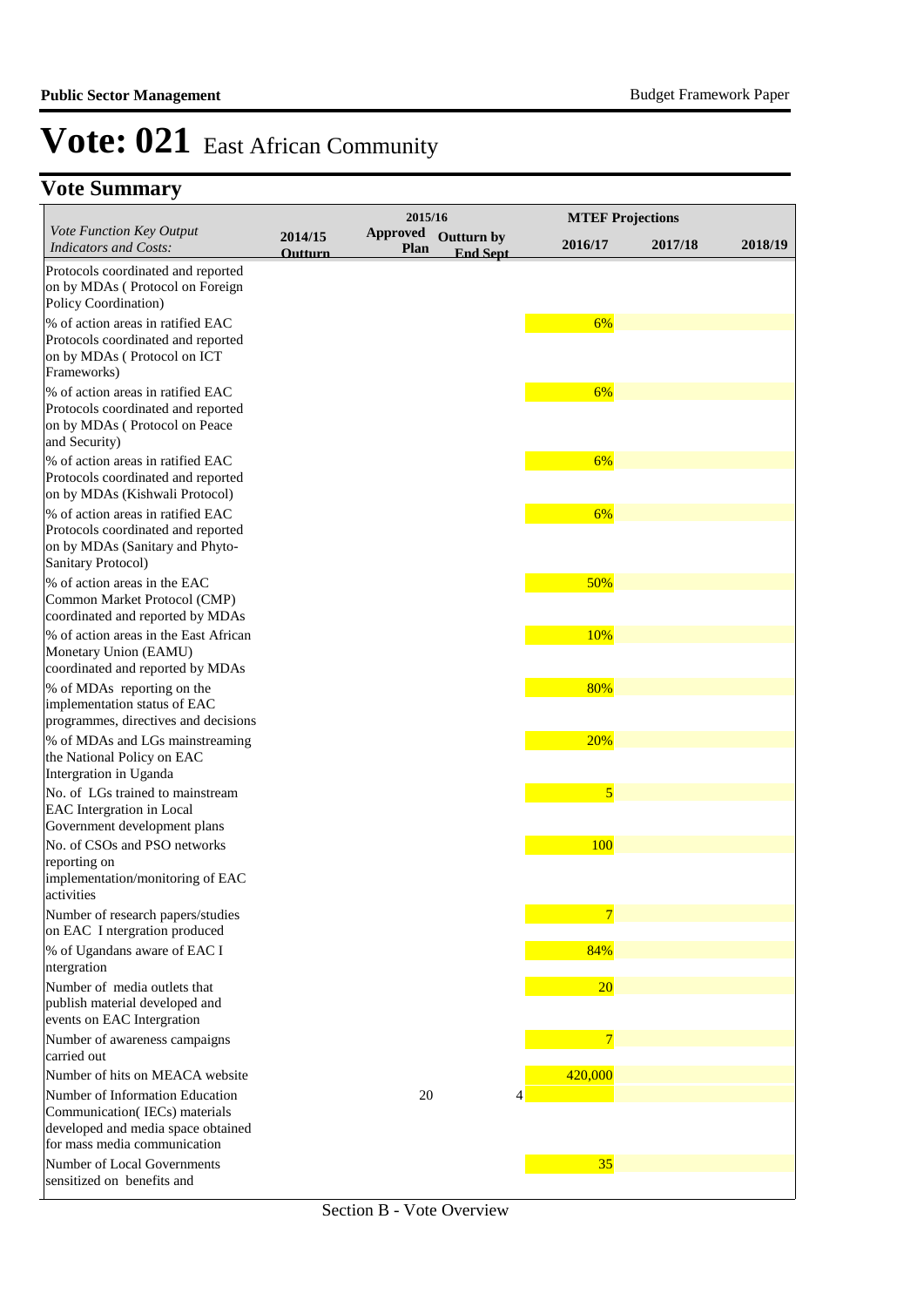# Vote: 021 East African Community

## Vote Summary

| Vote Function Key Output Indicators and Costs: | 2014/15 Outturn | 2015/16 Approved Plan | 2015/16 Outturn by End Sept | 2016/17 | 2017/18 | 2018/19 |
|---|---|---|---|---|---|---|
| Protocols coordinated and reported on by MDAs ( Protocol on Foreign Policy Coordination) | | | | | | |
| % of action areas in ratified EAC Protocols coordinated and reported on by MDAs ( Protocol on ICT Frameworks) | | | | 6% | | |
| % of action areas in ratified EAC Protocols coordinated and reported on by MDAs ( Protocol on Peace and Security) | | | | 6% | | |
| % of action areas in ratified EAC Protocols coordinated and reported on by MDAs (Kishwali Protocol) | | | | 6% | | |
| % of action areas in ratified EAC Protocols coordinated and reported on by MDAs (Sanitary and Phyto-Sanitary Protocol) | | | | 6% | | |
| % of action areas in the EAC Common Market Protocol (CMP) coordinated and reported by MDAs | | | | 50% | | |
| % of action areas in the East African Monetary Union (EAMU) coordinated and reported by MDAs | | | | 10% | | |
| % of MDAs reporting on the implementation status of EAC programmes, directives and decisions | | | | 80% | | |
| % of MDAs and LGs mainstreaming the National Policy on EAC Intergration in Uganda | | | | 20% | | |
| No. of LGs trained to mainstream EAC Intergration in Local Government development plans | | | | 5 | | |
| No. of CSOs and PSO networks reporting on implementation/monitoring of EAC activities | | | | 100 | | |
| Number of research papers/studies on EAC I ntergration produced | | | | 7 | | |
| % of Ugandans aware of EAC I ntergration | | | | 84% | | |
| Number of media outlets that publish material developed and events on EAC Intergration | | | | 20 | | |
| Number of awareness campaigns carried out | | | | 7 | | |
| Number of hits on MEACA website | | | | 420,000 | | |
| Number of Information Education Communication( IECs) materials developed and media space obtained for mass media communication | | 20 | 4 | | | |
| Number of Local Governments sensitized on benefits and | | | | 35 | | |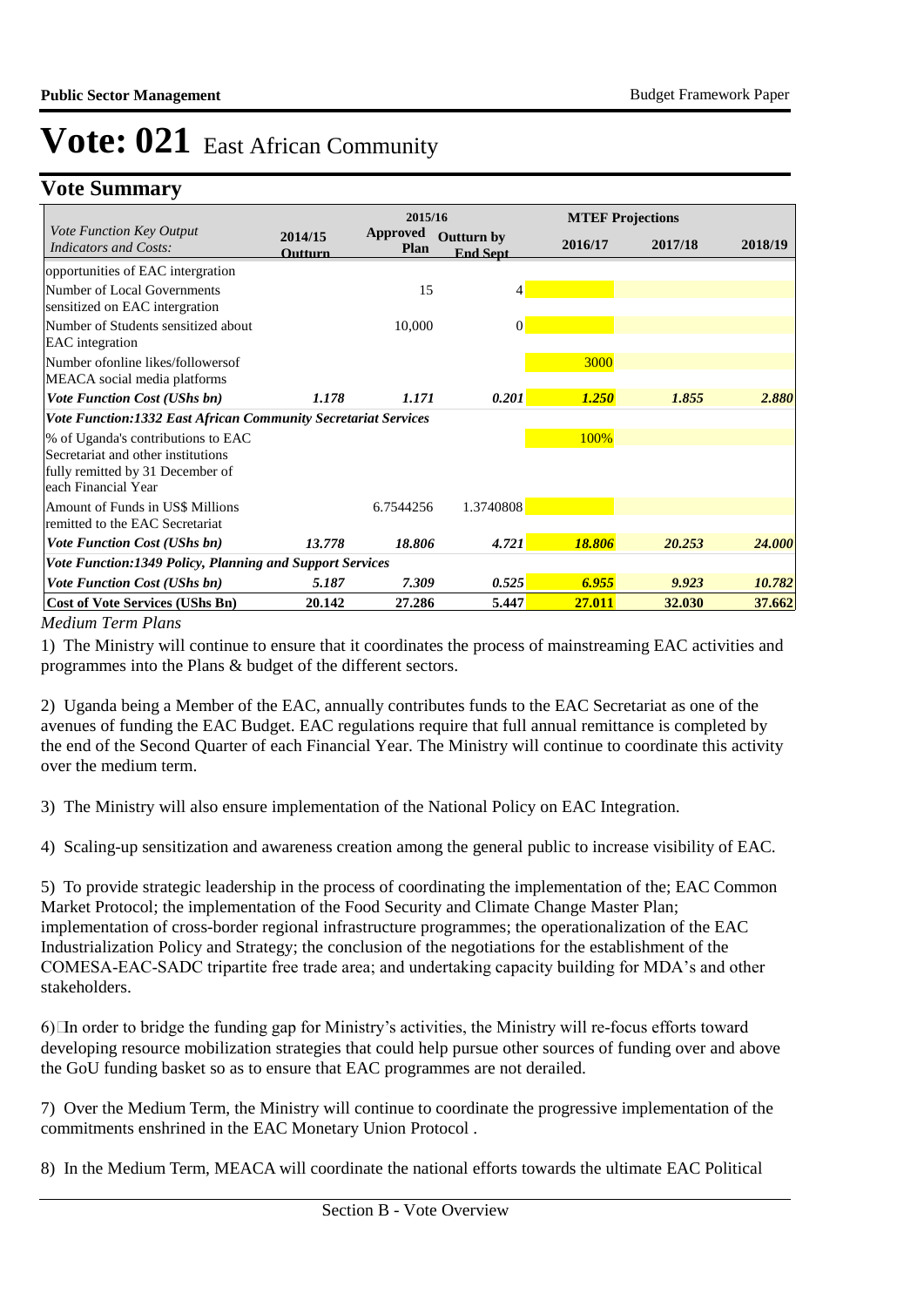# Vote: 021 East African Community

## Vote Summary

| Vote Function Key Output Indicators and Costs: | 2014/15 Outturn | 2015/16 Approved Plan | 2015/16 Outturn by End Sept | 2016/17 | 2017/18 | 2018/19 |
|---|---|---|---|---|---|---|
| opportunities of EAC intergration | | | | | | |
| Number of Local Governments sensitized on EAC intergration | | 15 | 4 | | | |
| Number of Students sensitized about EAC integration | | 10,000 | 0 | | | |
| Number ofonline likes/followersof MEACA social media platforms | | | | 3000 | | |
| ***Vote Function Cost (UShs bn)*** | ***1.178*** | ***1.171*** | ***0.201*** | ***1.250*** | ***1.855*** | ***2.880*** |
| ***Vote Function:1332 East African Community Secretariat Services*** | | | | | | |
| % of Uganda's contributions to EAC Secretariat and other institutions fully remitted by 31 December of each Financial Year | | | | 100% | | |
| Amount of Funds in US$ Millions remitted to the EAC Secretariat | | 6.7544256 | 1.3740808 | | | |
| ***Vote Function Cost (UShs bn)*** | ***13.778*** | ***18.806*** | ***4.721*** | ***18.806*** | ***20.253*** | ***24.000*** |
| ***Vote Function:1349 Policy, Planning and Support Services*** | | | | | | |
| ***Vote Function Cost (UShs bn)*** | ***5.187*** | ***7.309*** | ***0.525*** | ***6.955*** | ***9.923*** | ***10.782*** |
| **Cost of Vote Services (UShs Bn)** | **20.142** | **27.286** | **5.447** | **27.011** | **32.030** | **37.662** |

*Medium Term Plans*

1) The Ministry will continue to ensure that it coordinates the process of mainstreaming EAC activities and programmes into the Plans & budget of the different sectors.

2) Uganda being a Member of the EAC, annually contributes funds to the EAC Secretariat as one of the avenues of funding the EAC Budget. EAC regulations require that full annual remittance is completed by the end of the Second Quarter of each Financial Year. The Ministry will continue to coordinate this activity over the medium term.

3) The Ministry will also ensure implementation of the National Policy on EAC Integration.

4) Scaling-up sensitization and awareness creation among the general public to increase visibility of EAC.

5) To provide strategic leadership in the process of coordinating the implementation of the; EAC Common Market Protocol; the implementation of the Food Security and Climate Change Master Plan; implementation of cross-border regional infrastructure programmes; the operationalization of the EAC Industrialization Policy and Strategy; the conclusion of the negotiations for the establishment of the COMESA-EAC-SADC tripartite free trade area; and undertaking capacity building for MDA's and other stakeholders.

6) In order to bridge the funding gap for Ministry's activities, the Ministry will re-focus efforts toward developing resource mobilization strategies that could help pursue other sources of funding over and above the GoU funding basket so as to ensure that EAC programmes are not derailed.

7) Over the Medium Term, the Ministry will continue to coordinate the progressive implementation of the commitments enshrined in the EAC Monetary Union Protocol .

8) In the Medium Term, MEACA will coordinate the national efforts towards the ultimate EAC Political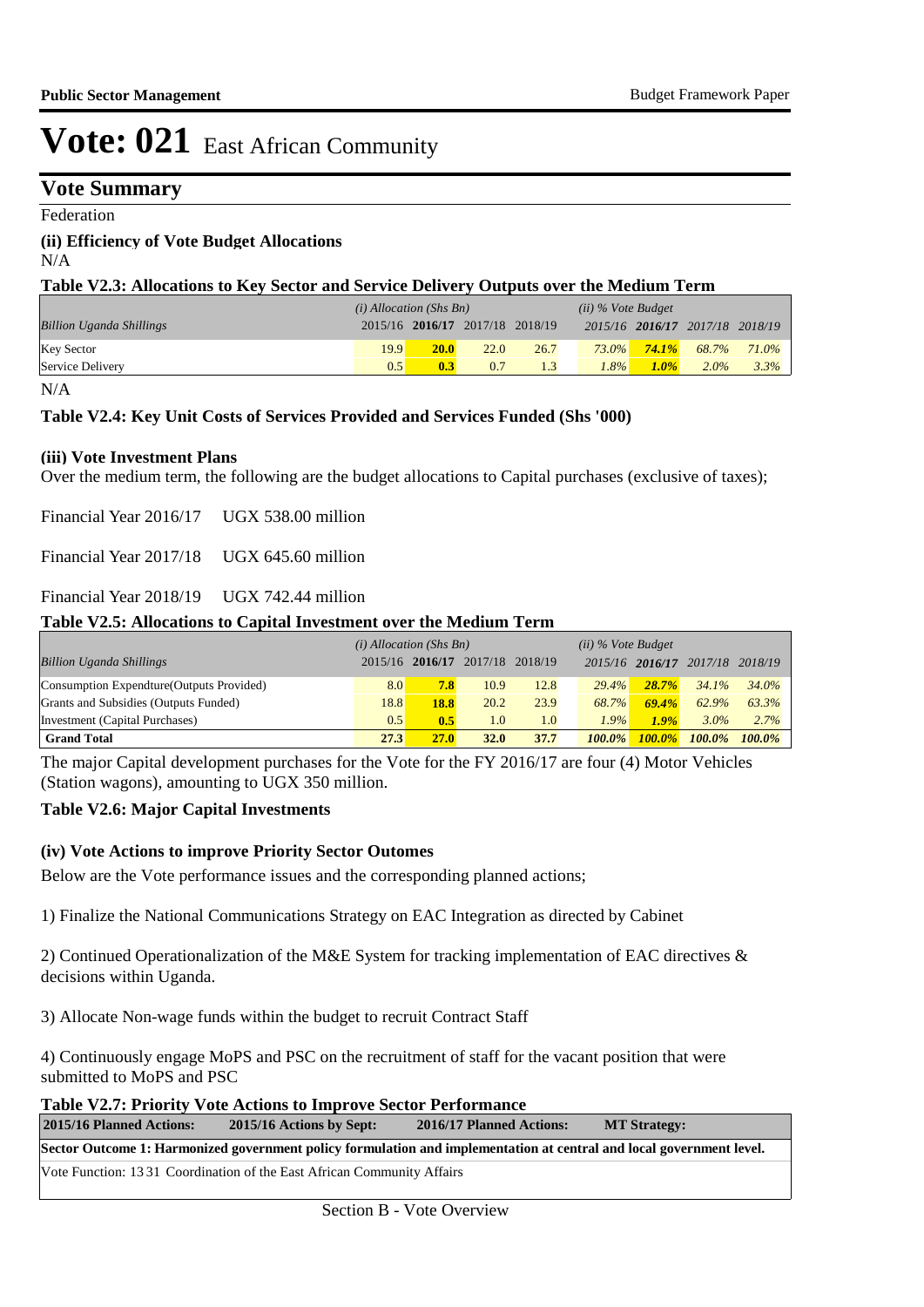# Vote: 021 East African Community

## Vote Summary

Federation

### (ii) Efficiency of Vote Budget Allocations

N/A

**Table V2.3: Allocations to Key Sector and Service Delivery Outputs over the Medium Term**

| *Billion Uganda Shillings* | *(i) Allocation (Shs Bn)* 2015/16 | **2016/17** | 2017/18 | 2018/19 | *(ii) % Vote Budget* 2015/16 | **2016/17** | 2017/18 | 2018/19 |
|---|---|---|---|---|---|---|---|---|
| Key Sector | 19.9 | **20.0** | 22.0 | 26.7 | 73.0% | **74.1%** | 68.7% | 71.0% |
| Service Delivery | 0.5 | **0.3** | 0.7 | 1.3 | 1.8% | **1.0%** | 2.0% | 3.3% |

N/A

**Table V2.4: Key Unit Costs of Services Provided and Services Funded (Shs '000)**

### (iii) Vote Investment Plans

Over the medium term, the following are the budget allocations to Capital purchases (exclusive of taxes);

Financial Year 2016/17 UGX 538.00 million

Financial Year 2017/18 UGX 645.60 million

Financial Year 2018/19 UGX 742.44 million

**Table V2.5: Allocations to Capital Investment over the Medium Term**

| *Billion Uganda Shillings* | *(i) Allocation (Shs Bn)* 2015/16 | **2016/17** | 2017/18 | 2018/19 | *(ii) % Vote Budget* 2015/16 | **2016/17** | 2017/18 | 2018/19 |
|---|---|---|---|---|---|---|---|---|
| Consumption Expendture(Outputs Provided) | 8.0 | **7.8** | 10.9 | 12.8 | 29.4% | **28.7%** | 34.1% | 34.0% |
| Grants and Subsidies (Outputs Funded) | 18.8 | **18.8** | 20.2 | 23.9 | 68.7% | **69.4%** | 62.9% | 63.3% |
| Investment (Capital Purchases) | 0.5 | **0.5** | 1.0 | 1.0 | 1.9% | **1.9%** | 3.0% | 2.7% |
| **Grand Total** | **27.3** | **27.0** | **32.0** | **37.7** | **100.0%** | **100.0%** | **100.0%** | **100.0%** |

The major Capital development purchases for the Vote for the FY 2016/17 are four (4) Motor Vehicles (Station wagons), amounting to UGX 350 million.

**Table V2.6: Major Capital Investments**

### (iv) Vote Actions to improve Priority Sector Outomes

Below are the Vote performance issues and the corresponding planned actions;

1) Finalize the National Communications Strategy on EAC Integration as directed by Cabinet

2) Continued Operationalization of the M&E System for tracking implementation of EAC directives & decisions within Uganda.

3) Allocate Non-wage funds within the budget to recruit Contract Staff

4) Continuously engage MoPS and PSC on the recruitment of staff for the vacant position that were submitted to MoPS and PSC

**Table V2.7: Priority Vote Actions to Improve Sector Performance**

| 2015/16 Planned Actions: | 2015/16 Actions by Sept: | 2016/17 Planned Actions: | MT Strategy: |
|---|---|---|---|
| **Sector Outcome 1: Harmonized government policy formulation and implementation at central and local government level.** | | | |
| Vote Function: 13 31 Coordination of the East African Community Affairs | | | |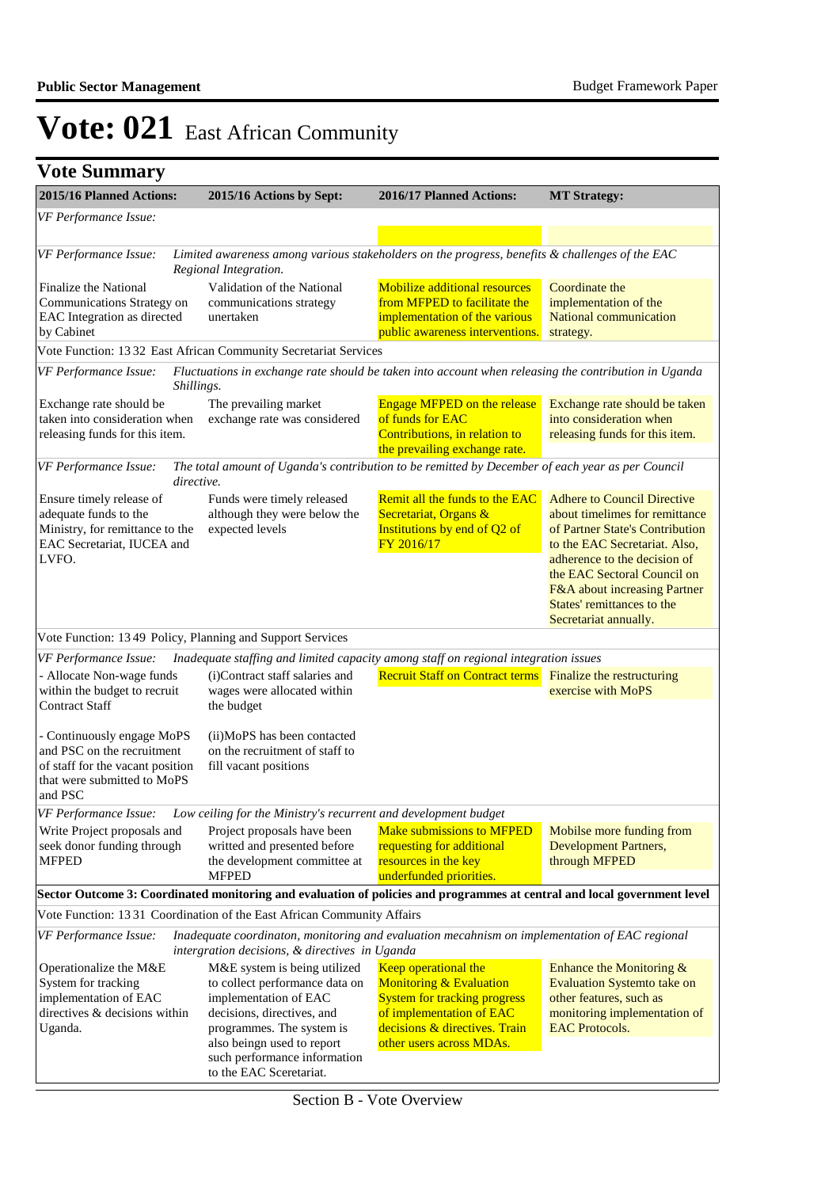# Vote: 021 East African Community

## Vote Summary

| 2015/16 Planned Actions: | 2015/16 Actions by Sept: | 2016/17 Planned Actions: | MT Strategy: |
|---|---|---|---|
| *VF Performance Issue:* | | | |
| *VF Performance Issue:* | *Limited awareness among various stakeholders on the progress, benefits & challenges of the EAC Regional Integration.* | | |
| Finalize the National Communications Strategy on EAC Integration as directed by Cabinet | Validation of the National communications strategy unertaken | Mobilize additional resources from MFPED to facilitate the implementation of the various public awareness interventions. | Coordinate the implementation of the National communication strategy. |
| Vote Function: 13 32 East African Community Secretariat Services | | | |
| *VF Performance Issue:* | *Fluctuations in exchange rate should be taken into account when releasing the contribution in Uganda Shillings.* | | |
| Exchange rate should be taken into consideration when releasing funds for this item. | The prevailing market exchange rate was considered | Engage MFPED on the release of funds for EAC Contributions, in relation to the prevailing exchange rate. | Exchange rate should be taken into consideration when releasing funds for this item. |
| *VF Performance Issue:* | *The total amount of Uganda's contribution to be remitted by December of each year as per Council directive.* | | |
| Ensure timely release of adequate funds to the Ministry, for remittance to the EAC Secretariat, IUCEA and LVFO. | Funds were timely released although they were below the expected levels | Remit all the funds to the EAC Secretariat, Organs & Institutions by end of Q2 of FY 2016/17 | Adhere to Council Directive about timelines for remittance of Partner State's Contribution to the EAC Secretariat. Also, adherence to the decision of the EAC Sectoral Council on F&A about increasing Partner States' remittances to the Secretariat annually. |
| Vote Function: 13 49 Policy, Planning and Support Services | | | |
| *VF Performance Issue:* | *Inadequate staffing and limited capacity among staff on regional integration issues* | | |
| - Allocate Non-wage funds within the budget to recruit Contract Staff<br><br>- Continuously engage MoPS and PSC on the recruitment of staff for the vacant position that were submitted to MoPS and PSC | (i)Contract staff salaries and wages were allocated within the budget<br><br>(ii)MoPS has been contacted on the recruitment of staff to fill vacant positions | Recruit Staff on Contract terms | Finalize the restructuring exercise with MoPS |
| *VF Performance Issue:* | *Low ceiling for the Ministry's recurrent and development budget* | | |
| Write Project proposals and seek donor funding through MFPED | Project proposals have been writted and presented before the development committee at MFPED | Make submissions to MFPED requesting for additional resources in the key underfunded priorities. | Mobilse more funding from Development Partners, through MFPED |
| **Sector Outcome 3: Coordinated monitoring and evaluation of policies and programmes at central and local government level** | | | |
| Vote Function: 13 31 Coordination of the East African Community Affairs | | | |
| *VF Performance Issue:* | *Inadequate coordinaton, monitoring and evaluation mecahnism on implementation of EAC regional intergration decisions, & directives in Uganda* | | |
| Operationalize the M&E System for tracking implementation of EAC directives & decisions within Uganda. | M&E system is being utilized to collect performance data on implementation of EAC decisions, directives, and programmes. The system is also beingn used to report such performance information to the EAC Sceretariat. | Keep operational the Monitoring & Evaluation System for tracking progress of implementation of EAC decisions & directives. Train other users across MDAs. | Enhance the Monitoring & Evaluation Systemto take on other features, such as monitoring implementation of EAC Protocols. |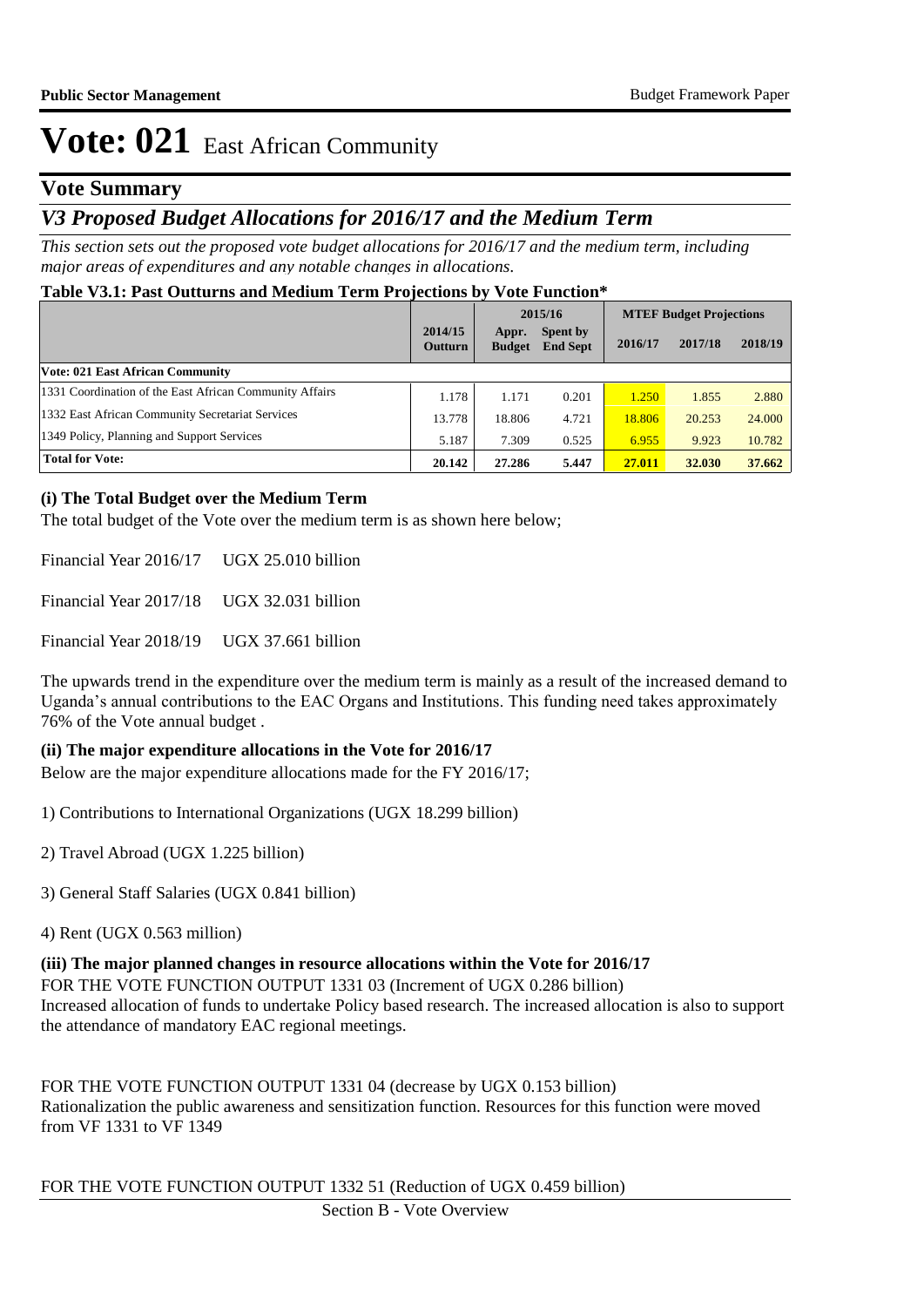# Vote: 021 East African Community

## Vote Summary

## *V3 Proposed Budget Allocations for 2016/17 and the Medium Term*

*This section sets out the proposed vote budget allocations for 2016/17 and the medium term, including major areas of expenditures and any notable changes in allocations.*

**Table V3.1: Past Outturns and Medium Term Projections by Vote Function***

| | 2014/15 Outturn | 2015/16 Appr. Budget | 2015/16 Spent by End Sept | MTEF Budget Projections 2016/17 | 2017/18 | 2018/19 |
|---|---|---|---|---|---|---|
| **Vote: 021 East African Community** | | | | | | |
| 1331 Coordination of the East African Community Affairs | 1.178 | 1.171 | 0.201 | 1.250 | 1.855 | 2.880 |
| 1332 East African Community Secretariat Services | 13.778 | 18.806 | 4.721 | 18.806 | 20.253 | 24.000 |
| 1349 Policy, Planning and Support Services | 5.187 | 7.309 | 0.525 | 6.955 | 9.923 | 10.782 |
| **Total for Vote:** | **20.142** | **27.286** | **5.447** | **27.011** | **32.030** | **37.662** |

### (i) The Total Budget over the Medium Term

The total budget of the Vote over the medium term is as shown here below;

Financial Year 2016/17 UGX 25.010 billion

Financial Year 2017/18 UGX 32.031 billion

Financial Year 2018/19 UGX 37.661 billion

The upwards trend in the expenditure over the medium term is mainly as a result of the increased demand to Uganda's annual contributions to the EAC Organs and Institutions. This funding need takes approximately 76% of the Vote annual budget .

### (ii) The major expenditure allocations in the Vote for 2016/17

Below are the major expenditure allocations made for the FY 2016/17;

1) Contributions to International Organizations (UGX 18.299 billion)

2) Travel Abroad (UGX 1.225 billion)

3) General Staff Salaries (UGX 0.841 billion)

4) Rent (UGX 0.563 million)

### (iii) The major planned changes in resource allocations within the Vote for 2016/17

FOR THE VOTE FUNCTION OUTPUT 1331 03 (Increment of UGX 0.286 billion)
Increased allocation of funds to undertake Policy based research. The increased allocation is also to support the attendance of mandatory EAC regional meetings.

FOR THE VOTE FUNCTION OUTPUT 1331 04 (decrease by UGX 0.153 billion)
Rationalization the public awareness and sensitization function. Resources for this function were moved from VF 1331 to VF 1349

FOR THE VOTE FUNCTION OUTPUT 1332 51 (Reduction of UGX 0.459 billion)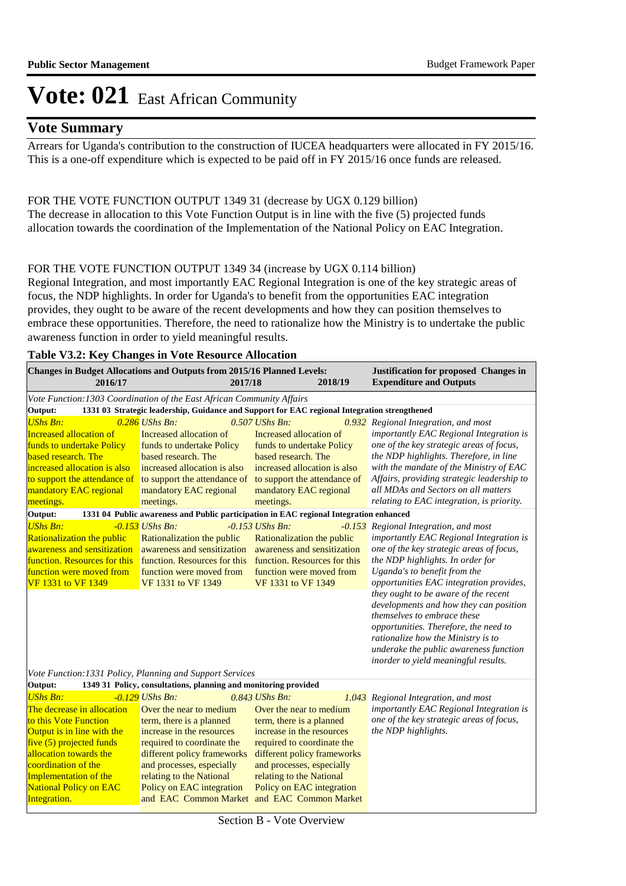# Vote: 021 East African Community

## Vote Summary

Arrears for Uganda's contribution to the construction of IUCEA headquarters were allocated in FY 2015/16. This is a one-off expenditure which is expected to be paid off in FY 2015/16 once funds are released.

FOR THE VOTE FUNCTION OUTPUT 1349 31 (decrease by UGX 0.129 billion)
The decrease in allocation to this Vote Function Output is in line with the five (5) projected funds allocation towards the coordination of the Implementation of the National Policy on EAC Integration.

FOR THE VOTE FUNCTION OUTPUT 1349 34 (increase by UGX 0.114 billion)
Regional Integration, and most importantly EAC Regional Integration is one of the key strategic areas of focus, the NDP highlights. In order for Uganda's to benefit from the opportunities EAC integration provides, they ought to be aware of the recent developments and how they can position themselves to embrace these opportunities. Therefore, the need to rationalize how the Ministry is to undertake the public awareness function in order to yield meaningful results.

**Table V3.2: Key Changes in Vote Resource Allocation**

| Changes in Budget Allocations and Outputs from 2015/16 Planned Levels: 2016/17 | 2017/18 | 2018/19 | Justification for proposed Changes in Expenditure and Outputs |
|---|---|---|---|
| *Vote Function:1303 Coordination of the East African Community Affairs* | | | |
| **Output: 1331 03 Strategic leadership, Guidance and Support for EAC regional Integration strengthened** | | | |
| *UShs Bn: 0.286* Increased allocation of funds to undertake Policy based research. The increased allocation is also to support the attendance of mandatory EAC regional meetings. | *UShs Bn: 0.507* Increased allocation of funds to undertake Policy based research. The increased allocation is also to support the attendance of mandatory EAC regional meetings. | *UShs Bn: 0.932* Increased allocation of funds to undertake Policy based research. The increased allocation is also to support the attendance of mandatory EAC regional meetings. | *Regional Integration, and most importantly EAC Regional Integration is one of the key strategic areas of focus, the NDP highlights. Therefore, in line with the mandate of the Ministry of EAC Affairs, providing strategic leadership to all MDAs and Sectors on all matters relating to EAC integration, is priority.* |
| **Output: 1331 04 Public awareness and Public participation in EAC regional Integration enhanced** | | | |
| *UShs Bn: -0.153* Rationalization the public awareness and sensitization function. Resources for this function were moved from VF 1331 to VF 1349 | *UShs Bn: -0.153* Rationalization the public awareness and sensitization function. Resources for this function were moved from VF 1331 to VF 1349 | *UShs Bn: -0.153* Rationalization the public awareness and sensitization function. Resources for this function were moved from VF 1331 to VF 1349 | *Regional Integration, and most importantly EAC Regional Integration is one of the key strategic areas of focus, the NDP highlights. In order for Uganda's to benefit from the opportunities EAC integration provides, they ought to be aware of the recent developments and how they can position themselves to embrace these opportunities. Therefore, the need to rationalize how the Ministry is to underake the public awareness function inorder to yield meaningful results.* |
| *Vote Function:1331 Policy, Planning and Support Services* | | | |
| **Output: 1349 31 Policy, consultations, planning and monitoring provided** | | | |
| *UShs Bn: -0.129* The decrease in allocation to this Vote Function Output is in line with the five (5) projected funds allocation towards the coordination of the Implementation of the National Policy on EAC Integration. | *UShs Bn: 0.843* Over the near to medium term, there is a planned increase in the resources required to coordinate the different policy frameworks and processes, especially relating to the National Policy on EAC integration and EAC Common Market | *UShs Bn: 1.043* Over the near to medium term, there is a planned increase in the resources required to coordinate the different policy frameworks and processes, especially relating to the National Policy on EAC integration and EAC Common Market | *Regional Integration, and most importantly EAC Regional Integration is one of the key strategic areas of focus, the NDP highlights.* |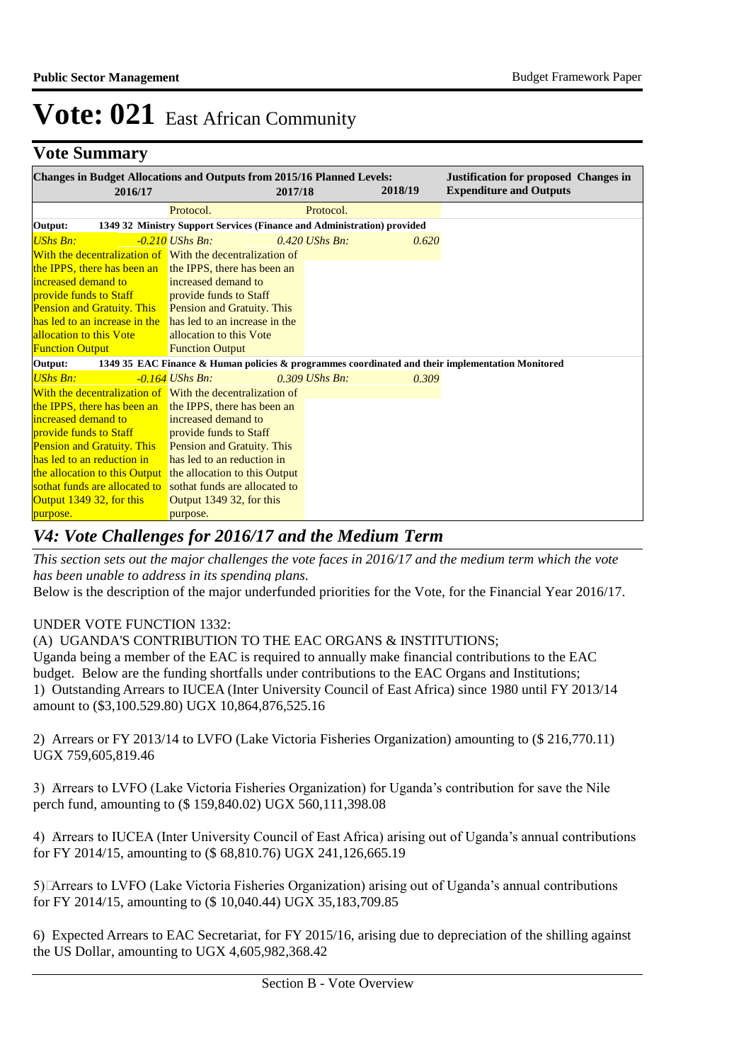# Vote: 021 East African Community

## Vote Summary

| Changes in Budget Allocations and Outputs from 2015/16 Planned Levels: 2016/17 | 2017/18 | 2018/19 | Justification for proposed Changes in Expenditure and Outputs |
|---|---|---|---|
| | Protocol. | Protocol. | |
| **Output: 1349 32 Ministry Support Services (Finance and Administration) provided** | | | |
| *UShs Bn: -0.210* | *UShs Bn: 0.420* | *UShs Bn: 0.620* | |
| With the decentralization of the IPPS, there has been an increased demand to provide funds to Staff Pension and Gratuity. This has led to an increase in the allocation to this Vote Function Output | With the decentralization of the IPPS, there has been an increased demand to provide funds to Staff Pension and Gratuity. This has led to an increase in the allocation to this Vote Function Output | | |
| **Output: 1349 35 EAC Finance & Human policies & programmes coordinated and their implementation Monitored** | | | |
| *UShs Bn: -0.164* | *UShs Bn: 0.309* | *UShs Bn: 0.309* | |
| With the decentralization of the IPPS, there has been an increased demand to provide funds to Staff Pension and Gratuity. This has led to an reduction in the allocation to this Output sothat funds are allocated to Output 1349 32, for this purpose. | With the decentralization of the IPPS, there has been an increased demand to provide funds to Staff Pension and Gratuity. This has led to an reduction in the allocation to this Output sothat funds are allocated to Output 1349 32, for this purpose. | | |

## *V4: Vote Challenges for 2016/17 and the Medium Term*

*This section sets out the major challenges the vote faces in 2016/17 and the medium term which the vote has been unable to address in its spending plans.*

Below is the description of the major underfunded priorities for the Vote, for the Financial Year 2016/17.

UNDER VOTE FUNCTION 1332:

(A) UGANDA'S CONTRIBUTION TO THE EAC ORGANS & INSTITUTIONS;

Uganda being a member of the EAC is required to annually make financial contributions to the EAC budget. Below are the funding shortfalls under contributions to the EAC Organs and Institutions;

1) Outstanding Arrears to IUCEA (Inter University Council of East Africa) since 1980 until FY 2013/14 amount to ($3,100.529.80) UGX 10,864,876,525.16

2) Arrears or FY 2013/14 to LVFO (Lake Victoria Fisheries Organization) amounting to ($ 216,770.11) UGX 759,605,819.46

3) Arrears to LVFO (Lake Victoria Fisheries Organization) for Uganda's contribution for save the Nile perch fund, amounting to ($ 159,840.02) UGX 560,111,398.08

4) Arrears to IUCEA (Inter University Council of East Africa) arising out of Uganda's annual contributions for FY 2014/15, amounting to ($ 68,810.76) UGX 241,126,665.19

5) Arrears to LVFO (Lake Victoria Fisheries Organization) arising out of Uganda's annual contributions for FY 2014/15, amounting to ($ 10,040.44) UGX 35,183,709.85

6) Expected Arrears to EAC Secretariat, for FY 2015/16, arising due to depreciation of the shilling against the US Dollar, amounting to UGX 4,605,982,368.42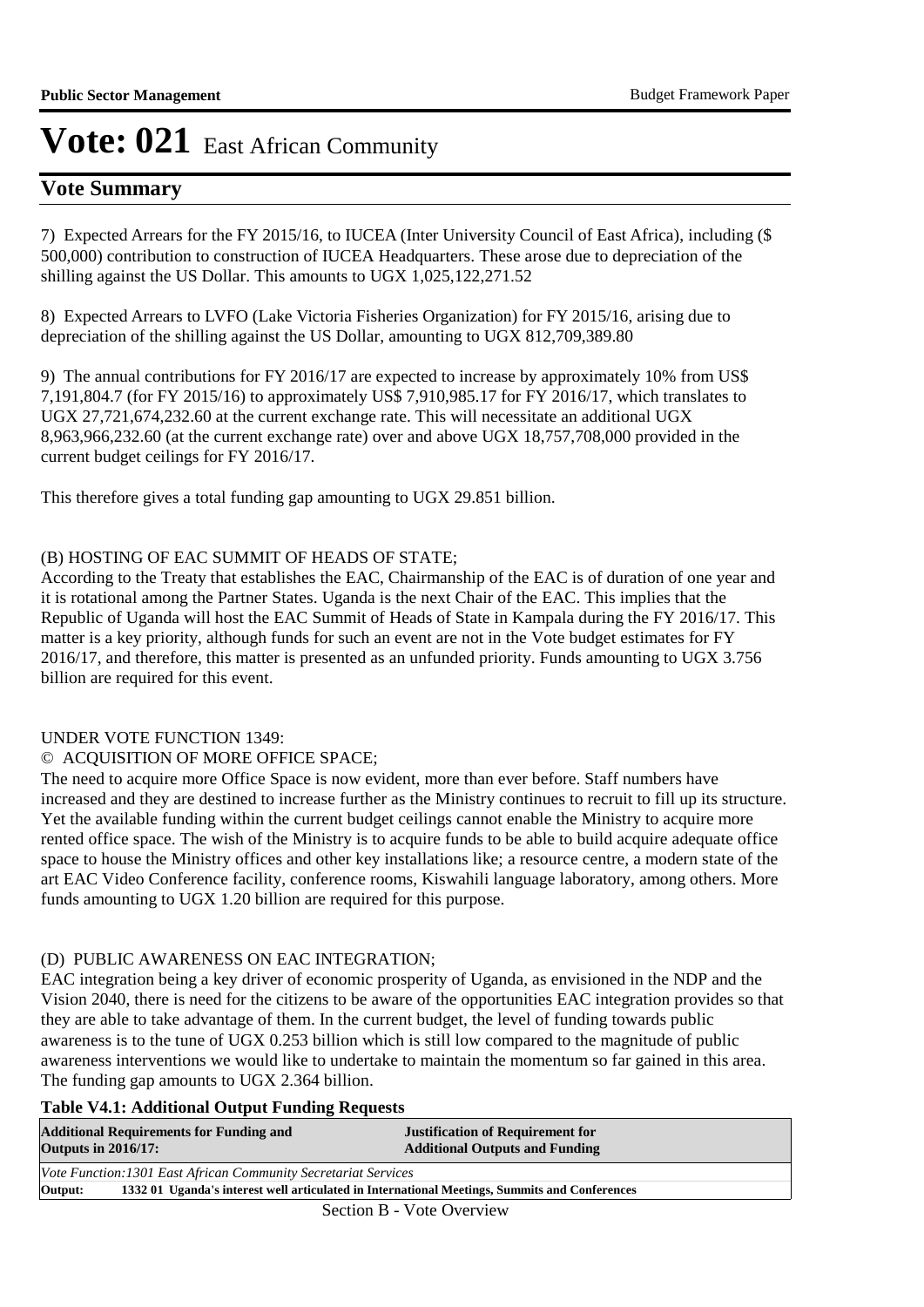# Vote: 021 East African Community

## Vote Summary

7) Expected Arrears for the FY 2015/16, to IUCEA (Inter University Council of East Africa), including ($ 500,000) contribution to construction of IUCEA Headquarters. These arose due to depreciation of the shilling against the US Dollar. This amounts to UGX 1,025,122,271.52

8) Expected Arrears to LVFO (Lake Victoria Fisheries Organization) for FY 2015/16, arising due to depreciation of the shilling against the US Dollar, amounting to UGX 812,709,389.80

9) The annual contributions for FY 2016/17 are expected to increase by approximately 10% from US$ 7,191,804.7 (for FY 2015/16) to approximately US$ 7,910,985.17 for FY 2016/17, which translates to UGX 27,721,674,232.60 at the current exchange rate. This will necessitate an additional UGX 8,963,966,232.60 (at the current exchange rate) over and above UGX 18,757,708,000 provided in the current budget ceilings for FY 2016/17.

This therefore gives a total funding gap amounting to UGX 29.851 billion.

(B) HOSTING OF EAC SUMMIT OF HEADS OF STATE;
According to the Treaty that establishes the EAC, Chairmanship of the EAC is of duration of one year and it is rotational among the Partner States. Uganda is the next Chair of the EAC. This implies that the Republic of Uganda will host the EAC Summit of Heads of State in Kampala during the FY 2016/17. This matter is a key priority, although funds for such an event are not in the Vote budget estimates for FY 2016/17, and therefore, this matter is presented as an unfunded priority. Funds amounting to UGX 3.756 billion are required for this event.

UNDER VOTE FUNCTION 1349:
© ACQUISITION OF MORE OFFICE SPACE;
The need to acquire more Office Space is now evident, more than ever before. Staff numbers have increased and they are destined to increase further as the Ministry continues to recruit to fill up its structure. Yet the available funding within the current budget ceilings cannot enable the Ministry to acquire more rented office space. The wish of the Ministry is to acquire funds to be able to build acquire adequate office space to house the Ministry offices and other key installations like; a resource centre, a modern state of the art EAC Video Conference facility, conference rooms, Kiswahili language laboratory, among others. More funds amounting to UGX 1.20 billion are required for this purpose.

(D) PUBLIC AWARENESS ON EAC INTEGRATION;
EAC integration being a key driver of economic prosperity of Uganda, as envisioned in the NDP and the Vision 2040, there is need for the citizens to be aware of the opportunities EAC integration provides so that they are able to take advantage of them. In the current budget, the level of funding towards public awareness is to the tune of UGX 0.253 billion which is still low compared to the magnitude of public awareness interventions we would like to undertake to maintain the momentum so far gained in this area. The funding gap amounts to UGX 2.364 billion.

**Table V4.1: Additional Output Funding Requests**

| Additional Requirements for Funding and Outputs in 2016/17: | Justification of Requirement for Additional Outputs and Funding |
|---|---|
| *Vote Function:1301 East African Community Secretariat Services* | |
| **Output: 1332 01 Uganda's interest well articulated in International Meetings, Summits and Conferences** | |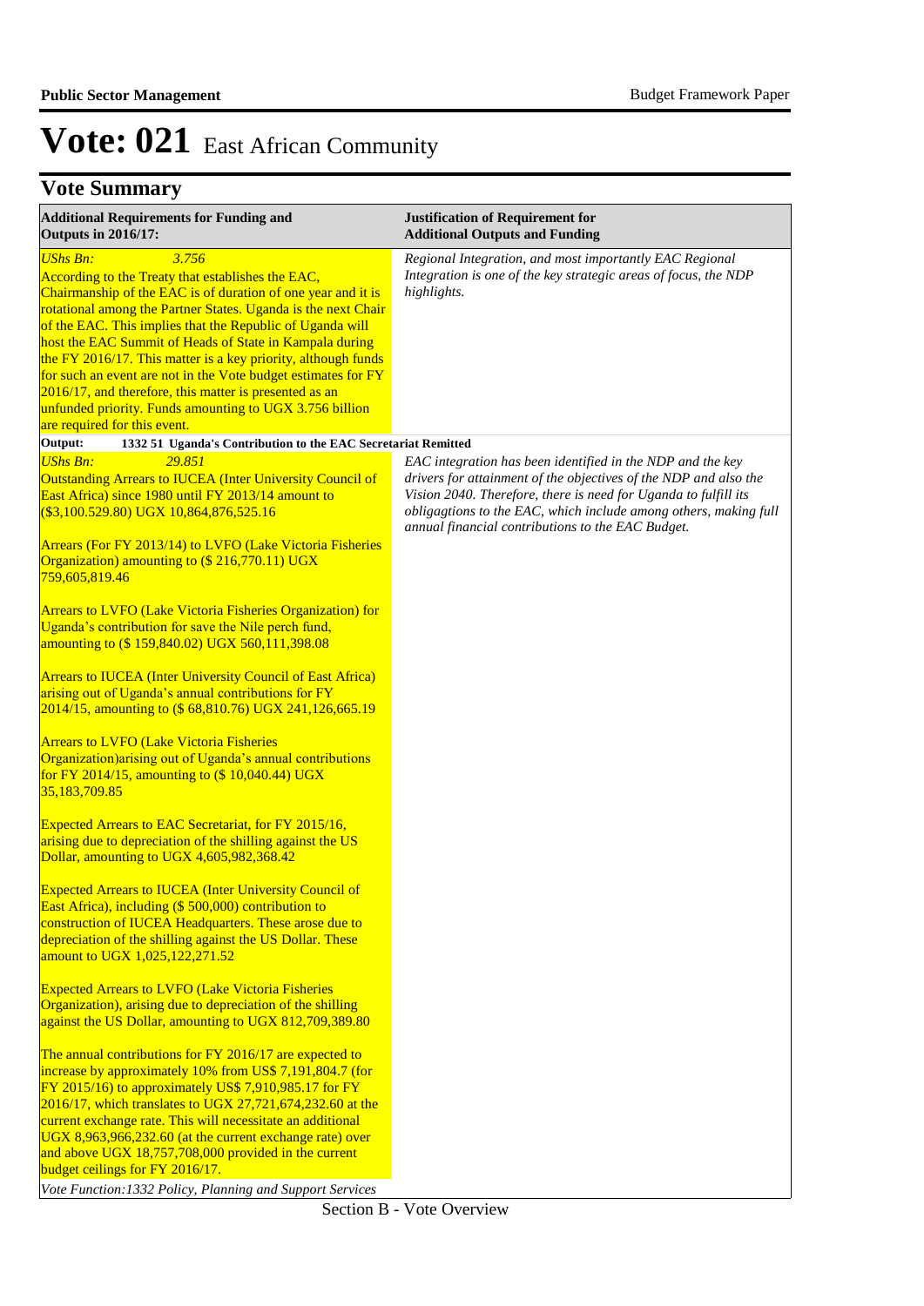# Vote: 021 East African Community

## Vote Summary

| Additional Requirements for Funding and Outputs in 2016/17: | Justification of Requirement for Additional Outputs and Funding |
|---|---|
| *UShs Bn:* *3.756*<br>According to the Treaty that establishes the EAC, Chairmanship of the EAC is of duration of one year and it is rotational among the Partner States. Uganda is the next Chair of the EAC. This implies that the Republic of Uganda will host the EAC Summit of Heads of State in Kampala during the FY 2016/17. This matter is a key priority, although funds for such an event are not in the Vote budget estimates for FY 2016/17, and therefore, this matter is presented as an unfunded priority. Funds amounting to UGX 3.756 billion are required for this event. | *Regional Integration, and most importantly EAC Regional Integration is one of the key strategic areas of focus, the NDP highlights.* |
| **Output: 1332 51 Uganda's Contribution to the EAC Secretariat Remitted** | |
| *UShs Bn:* *29.851*<br>Outstanding Arrears to IUCEA (Inter University Council of East Africa) since 1980 until FY 2013/14 amount to ($3,100.529.80) UGX 10,864,876,525.16<br><br>Arrears (For FY 2013/14) to LVFO (Lake Victoria Fisheries Organization) amounting to ($ 216,770.11) UGX 759,605,819.46<br><br>Arrears to LVFO (Lake Victoria Fisheries Organization) for Uganda's contribution for save the Nile perch fund, amounting to ($ 159,840.02) UGX 560,111,398.08<br><br>Arrears to IUCEA (Inter University Council of East Africa) arising out of Uganda's annual contributions for FY 2014/15, amounting to ($ 68,810.76) UGX 241,126,665.19<br><br>Arrears to LVFO (Lake Victoria Fisheries Organization)arising out of Uganda's annual contributions for FY 2014/15, amounting to ($ 10,040.44) UGX 35,183,709.85<br><br>Expected Arrears to EAC Secretariat, for FY 2015/16, arising due to depreciation of the shilling against the US Dollar, amounting to UGX 4,605,982,368.42<br><br>Expected Arrears to IUCEA (Inter University Council of East Africa), including ($ 500,000) contribution to construction of IUCEA Headquarters. These arose due to depreciation of the shilling against the US Dollar. These amount to UGX 1,025,122,271.52<br><br>Expected Arrears to LVFO (Lake Victoria Fisheries Organization), arising due to depreciation of the shilling against the US Dollar, amounting to UGX 812,709,389.80<br><br>The annual contributions for FY 2016/17 are expected to increase by approximately 10% from US$ 7,191,804.7 (for FY 2015/16) to approximately US$ 7,910,985.17 for FY 2016/17, which translates to UGX 27,721,674,232.60 at the current exchange rate. This will necessitate an additional UGX 8,963,966,232.60 (at the current exchange rate) over and above UGX 18,757,708,000 provided in the current budget ceilings for FY 2016/17. | *EAC integration has been identified in the NDP and the key drivers for attainment of the objectives of the NDP and also the Vision 2040. Therefore, there is need for Uganda to fulfill its obligagtions to the EAC, which include among others, making full annual financial contributions to the EAC Budget.* |
| *Vote Function:1332 Policy, Planning and Support Services* | |

Section B - Vote Overview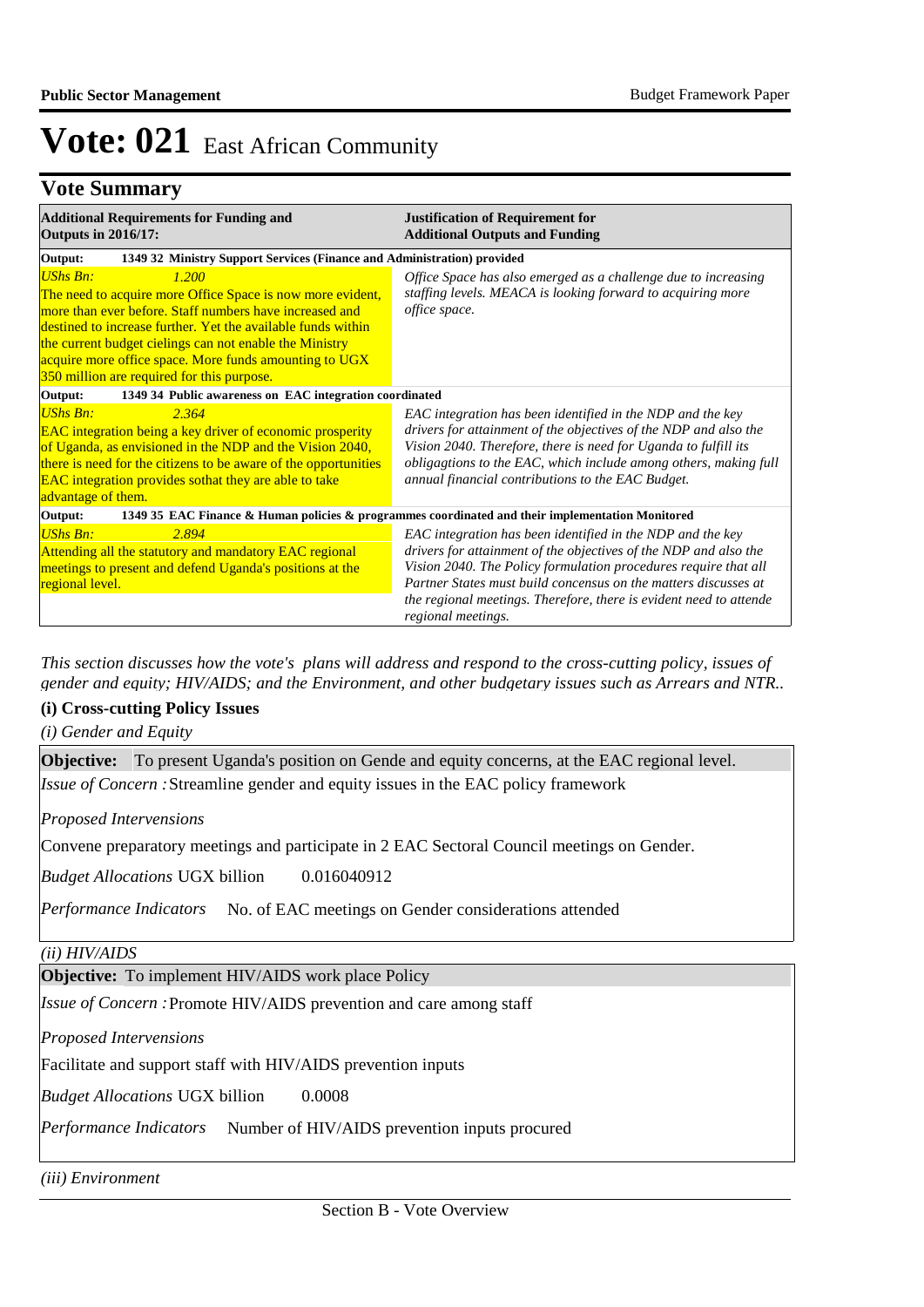# Vote: 021 East African Community

## Vote Summary

| Additional Requirements for Funding and Outputs in 2016/17: | Justification of Requirement for Additional Outputs and Funding |
|---|---|
| **Output: 1349 32 Ministry Support Services (Finance and Administration) provided** | |
| *UShs Bn:* 1.200<br>The need to acquire more Office Space is now more evident, more than ever before. Staff numbers have increased and destined to increase further. Yet the available funds within the current budget ceilings can not enable the Ministry acquire more office space. More funds amounting to UGX 350 million are required for this purpose. | *Office Space has also emerged as a challenge due to increasing staffing levels. MEACA is looking forward to acquiring more office space.* |
| **Output: 1349 34 Public awareness on EAC integration coordinated** | |
| *UShs Bn:* 2.364<br>EAC integration being a key driver of economic prosperity of Uganda, as envisioned in the NDP and the Vision 2040, there is need for the citizens to be aware of the opportunities EAC integration provides sothat they are able to take advantage of them. | *EAC integration has been identified in the NDP and the key drivers for attainment of the objectives of the NDP and also the Vision 2040. Therefore, there is need for Uganda to fulfill its obligagtions to the EAC, which include among others, making full annual financial contributions to the EAC Budget.* |
| **Output: 1349 35 EAC Finance & Human policies & programmes coordinated and their implementation Monitored** | |
| *UShs Bn:* 2.894<br>Attending all the statutory and mandatory EAC regional meetings to present and defend Uganda's positions at the regional level. | *EAC integration has been identified in the NDP and the key drivers for attainment of the objectives of the NDP and also the Vision 2040. The Policy formulation procedures require that all Partner States must build concensus on the matters discusses at the regional meetings. Therefore, there is evident need to attende regional meetings.* |

*This section discusses how the vote's plans will address and respond to the cross-cutting policy, issues of gender and equity; HIV/AIDS; and the Environment, and other budgetary issues such as Arrears and NTR..*

### (i) Cross-cutting Policy Issues

*(i) Gender and Equity*

**Objective:** To present Uganda's position on Gende and equity concerns, at the EAC regional level.

*Issue of Concern :* Streamline gender and equity issues in the EAC policy framework

*Proposed Interventions*

Convene preparatory meetings and participate in 2 EAC Sectoral Council meetings on Gender.

*Budget Allocations* UGX billion 0.016040912

*Performance Indicators* No. of EAC meetings on Gender considerations attended

*(ii) HIV/AIDS*

**Objective:** To implement HIV/AIDS work place Policy

*Issue of Concern :* Promote HIV/AIDS prevention and care among staff

*Proposed Interventions*

Facilitate and support staff with HIV/AIDS prevention inputs

*Budget Allocations* UGX billion 0.0008

*Performance Indicators* Number of HIV/AIDS prevention inputs procured

*(iii) Environment*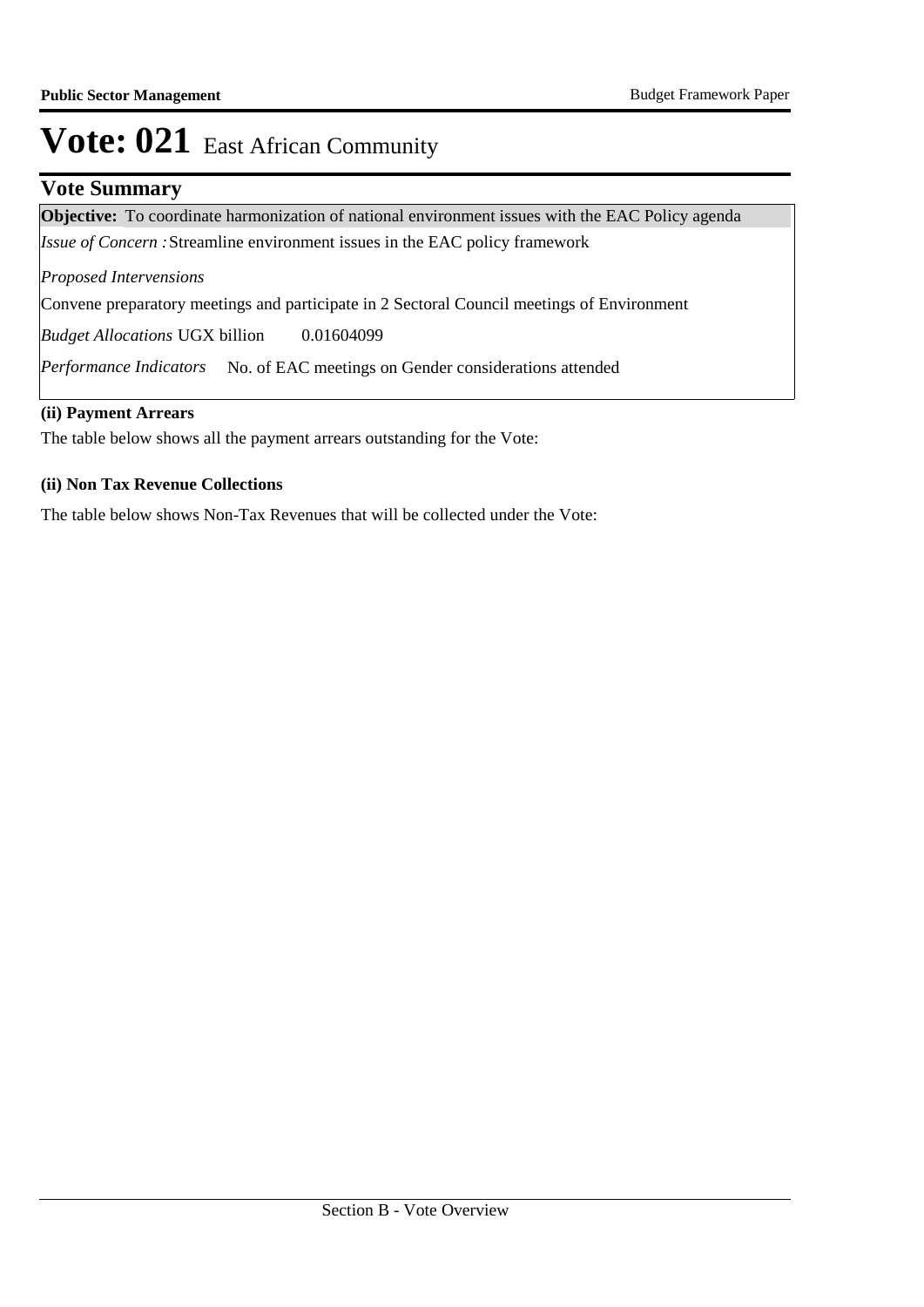# Vote: 021 East African Community

## Vote Summary

**Objective:** To coordinate harmonization of national environment issues with the EAC Policy agenda

*Issue of Concern :* Streamline environment issues in the EAC policy framework

*Proposed Intervensions*

Convene preparatory meetings and participate in 2 Sectoral Council meetings of Environment

*Budget Allocations* UGX billion 0.01604099

*Performance Indicators* No. of EAC meetings on Gender considerations attended

**(ii) Payment Arrears**

The table below shows all the payment arrears outstanding for the Vote:

**(ii) Non Tax Revenue Collections**

The table below shows Non-Tax Revenues that will be collected under the Vote: